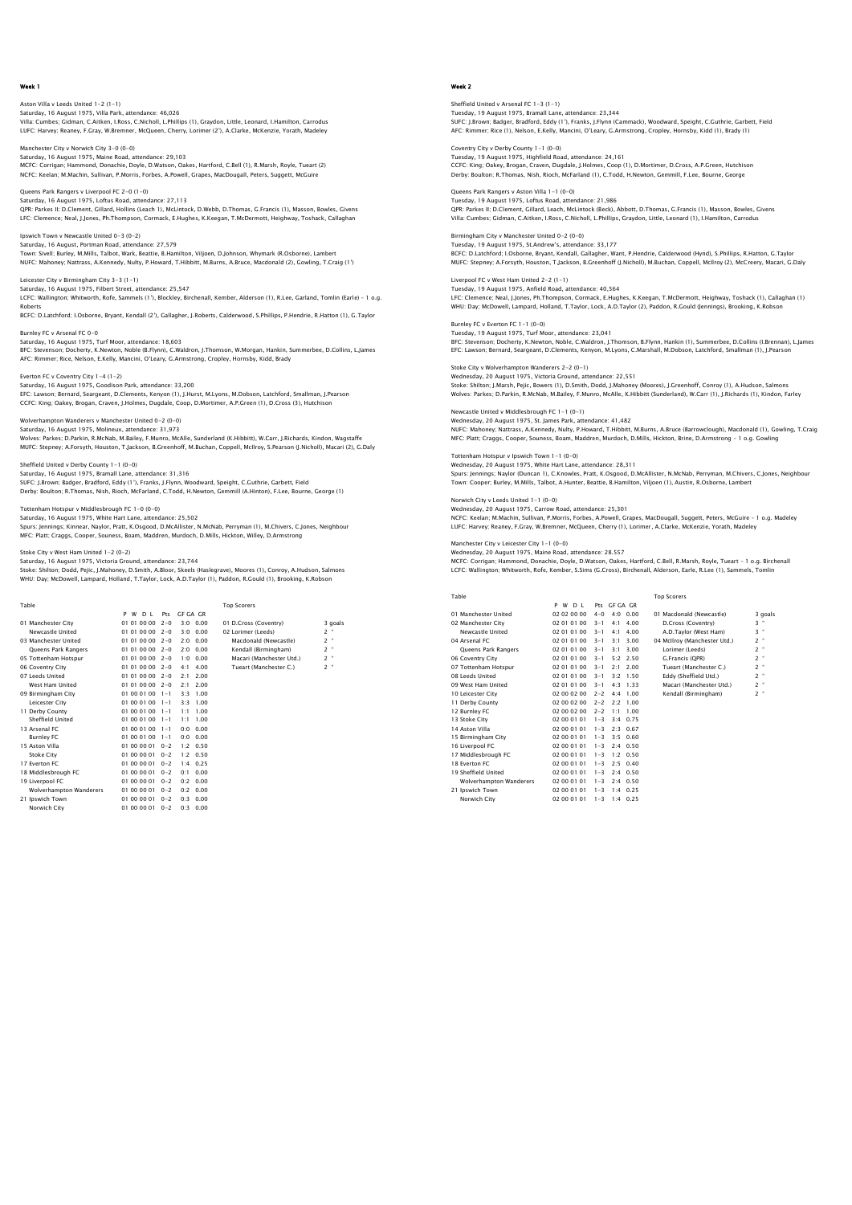## Week 1

Aston Villa v Leeds United 1-2 (1-1)
Saturday, 16 August 1975, Villa Park, attendance: 46,026
Villa: Cumbes; Gidman, C.Aitken, I.Ross, C.Nicholl, L.Phillips (1), Graydon, Little, Leonard, I.Hamilton, Carrodus
LUFC: Harvey; Reaney, F.Gray, W.Bremner, McQueen, Cherry, Lorimer (2'), A.Clarke, McKenzie, Yorath, Madeley

Manchester City v Norwich City 3-0 (0-0)
Saturday, 16 August 1975, Maine Road, attendance: 29,103
MCFC: Corrigan; Hammond, Donachie, Doyle, D.Watson, Oakes, Hartford, C.Bell (1), R.Marsh, Royle, Tueart (2)
NCFC: Keelan; M.Machin, Sullivan, P.Morris, Forbes, A.Powell, Grapes, MacDougall, Peters, Suggett, McGuire

Queens Park Rangers v Liverpool FC 2-0 (1-0)
Saturday, 16 August 1975, Loftus Road, attendance: 27,113
QPR: Parkes II; D.Clement, Gillard, Hollins (Leach 1), McLintock, D.Webb, D.Thomas, G.Francis (1), Masson, Bowles, Givens
LFC: Clemence; Neal, J.Jones, Ph.Thompson, Cormack, E.Hughes, K.Keegan, T.McDermott, Heighway, Toshack, Callaghan

Ipswich Town v Newcastle United 0-3 (0-2)
Saturday, 16 August, Portman Road, attendance: 27,579
Town: Sivell; Burley, M.Mills, Talbot, Wark, Beattie, B.Hamilton, Viljoen, D.Johnson, Whymark (R.Osborne), Lambert
NUFC: Mahoney; Nattrass, A.Kennedy, Nulty, P.Howard, T.Hibbitt, M.Burns, A.Bruce, Macdonald (2), Gowling, T.Craig (1')

Leicester City v Birmingham City 3-3 (1-1)
Saturday, 16 August 1975, Filbert Street, attendance: 25,547
LCFC: Wallington; Whitworth, Rofe, Sammels (1'), Blockley, Birchenall, Kember, Alderson (1), R.Lee, Garland, Tomlin (Earle) - 1 o.g. Roberts
BCFC: D.Latchford; I.Osborne, Bryant, Kendall (2'), Gallagher, J.Roberts, Calderwood, S.Phillips, P.Hendrie, R.Hatton (1), G.Taylor

Burnley FC v Arsenal FC 0-0
Saturday, 16 August 1975, Turf Moor, attendance: 18,603
BFC: Stevenson; Docherty, K.Newton, Noble (B.Flynn), C.Waldron, J.Thomson, W.Morgan, Hankin, Summerbee, D.Collins, L.James
AFC: Rimmer; Rice, Nelson, E.Kelly, Mancini, O'Leary, G.Armstrong, Cropley, Hornsby, Kidd, Brady

Everton FC v Coventry City 1-4 (1-2)
Saturday, 16 August 1975, Goodison Park, attendance: 33,200
EFC: Lawson; Bernard, Seargeant, D.Clements, Kenyon (1), J.Hurst, M.Lyons, M.Dobson, Latchford, Smallman, J.Pearson
CCFC: King; Oakey, Brogan, Craven, J.Holmes, Dugdale, Coop, D.Mortimer, A.P.Green (1), D.Cross (3), Hutchison

Wolverhampton Wanderers v Manchester United 0-2 (0-0)
Saturday, 16 August 1975, Molineux, attendance: 31,973
Wolves: Parkes; D.Parkin, R.McNab, M.Bailey, F.Munro, McAlle, Sunderland (K.Hibbitt), W.Carr, J.Richards, Kindon, Wagstaffe
MUFC: Stepney; A.Forsyth, Houston, T.Jackson, B.Greenhoff, M.Buchan, Coppell, McIlroy, S.Pearson (J.Nicholl), Macari (2), G.Daly

Sheffield United v Derby County 1-1 (0-0)
Saturday, 16 August 1975, Bramall Lane, attendance: 31,316
SUFC: J.Brown; Badger, Bradford, Eddy (1'), Franks, J.Flynn, Woodward, Speight, C.Guthrie, Garbett, Field
Derby: Boulton; R.Thomas, Nish, Rioch, McFarland, C.Todd, H.Newton, Gemmill (A.Hinton), F.Lee, Bourne, George (1)

Tottenham Hotspur v Middlesbrough FC 1-0 (0-0)
Saturday, 16 August 1975, White Hart Lane, attendance: 25,502
Spurs: Jennings; Kinnear, Naylor, Pratt, K.Osgood, D.McAllister, N.McNab, Perryman (1), M.Chivers, C.Jones, Neighbour
MFC: Platt; Craggs, Cooper, Souness, Boam, Maddren, Murdoch, D.Mills, Hickton, Willey, D.Armstrong

Stoke City v West Ham United 1-2 (0-2)
Saturday, 16 August 1975, Victoria Ground, attendance: 23,744
Stoke: Shilton; Dodd, Pejic, J.Mahoney, D.Smith, A.Bloor, Skeels (Haslegrave), Moores (1), Conroy, A.Hudson, Salmons
WHU: Day; McDowell, Lampard, Holland, T.Taylor, Lock, A.D.Taylor (2), Paddon, R.Gould (1), Brooking, K.Robson

Table

| | P | W | D | L | Pts | GF GA | GR |
|---|---|---|---|---|---|---|---|
| 01 Manchester City | 01 | 01 | 00 | 00 | 2-0 | 3:0 | 0.00 |
| Newcastle United | 01 | 01 | 00 | 00 | 2-0 | 3:0 | 0.00 |
| 03 Manchester United | 01 | 01 | 00 | 00 | 2-0 | 2:0 | 0.00 |
| Queens Park Rangers | 01 | 01 | 00 | 00 | 2-0 | 2:0 | 0.00 |
| 05 Tottenham Hotspur | 01 | 01 | 00 | 00 | 2-0 | 1:0 | 0.00 |
| 06 Coventry City | 01 | 01 | 00 | 00 | 2-0 | 4:1 | 4.00 |
| 07 Leeds United | 01 | 01 | 00 | 00 | 2-0 | 2:1 | 2.00 |
| West Ham United | 01 | 01 | 00 | 00 | 2-0 | 2:1 | 2.00 |
| 09 Birmingham City | 01 | 00 | 01 | 00 | 1-1 | 3:3 | 1.00 |
| Leicester City | 01 | 00 | 01 | 00 | 1-1 | 3:3 | 1.00 |
| 11 Derby County | 01 | 00 | 01 | 00 | 1-1 | 1:1 | 1.00 |
| Sheffield United | 01 | 00 | 01 | 00 | 1-1 | 1:1 | 1.00 |
| 13 Arsenal FC | 01 | 00 | 01 | 00 | 1-1 | 0:0 | 0.00 |
| Burnley FC | 01 | 00 | 01 | 00 | 1-1 | 0:0 | 0.00 |
| 15 Aston Villa | 01 | 00 | 00 | 01 | 0-2 | 1:2 | 0.50 |
| Stoke City | 01 | 00 | 00 | 01 | 0-2 | 1:2 | 0.50 |
| 17 Everton FC | 01 | 00 | 00 | 01 | 0-2 | 1:4 | 0.25 |
| 18 Middlesbrough FC | 01 | 00 | 00 | 01 | 0-2 | 0:1 | 0.00 |
| 19 Liverpool FC | 01 | 00 | 00 | 01 | 0-2 | 0:2 | 0.00 |
| Wolverhampton Wanderers | 01 | 00 | 00 | 01 | 0-2 | 0:2 | 0.00 |
| 21 Ipswich Town | 01 | 00 | 00 | 01 | 0-2 | 0:3 | 0.00 |
| Norwich City | 01 | 00 | 00 | 01 | 0-2 | 0:3 | 0.00 |

Top Scorers

| | |
|---|---|
| 01 D.Cross (Coventry) | 3 goals |
| 02 Lorimer (Leeds) | 2 " |
| Macdonald (Newcastle) | 2 " |
| Kendall (Birmingham) | 2 " |
| Macari (Manchester Utd.) | 2 " |
| Tueart (Manchester C.) | 2 " |

## Week 2

Sheffield United v Arsenal FC 1-3 (1-1)
Tuesday, 19 August 1975, Bramall Lane, attendance: 23,344
SUFC: J.Brown; Badger, Bradford, Eddy (1'), Franks, J.Flynn (Cammack), Woodward, Speight, C.Guthrie, Garbett, Field
AFC: Rimmer; Rice (1), Nelson, E.Kelly, Mancini, O'Leary, G.Armstrong, Cropley, Hornsby, Kidd (1), Brady (1)

Coventry City v Derby County 1-1 (0-0)
Tuesday, 19 August 1975, Highfield Road, attendance: 24,161
CCFC: King; Oakey, Brogan, Craven, Dugdale, J.Holmes, Coop (1), D.Mortimer, D.Cross, A.P.Green, Hutchison
Derby: Boulton; R.Thomas, Nish, Rioch, McFarland (1), C.Todd, H.Newton, Gemmill, F.Lee, Bourne, George

Queens Park Rangers v Aston Villa 1-1 (0-0)
Tuesday, 19 August 1975, Loftus Road, attendance: 21,986
QPR: Parkes II; D.Clement, Gillard, Leach, McLintock (Beck), Abbott, D.Thomas, G.Francis (1), Masson, Bowles, Givens
Villa: Cumbes; Gidman, C.Aitken, I.Ross, C.Nicholl, L.Phillips, Graydon, Little, Leonard (1), I.Hamilton, Carrodus

Birmingham City v Manchester United 0-2 (0-0)
Tuesday, 19 August 1975, St.Andrew's, attendance: 33,177
BCFC: D.Latchford; I.Osborne, Bryant, Kendall, Gallagher, Want, P.Hendrie, Calderwood (Hynd), S.Phillips, R.Hatton, G.Taylor
MUFC: Stepney; A.Forsyth, Houston, T.Jackson, B.Greenhoff (J.Nicholl), M.Buchan, Coppell, McIlroy (2), McCreery, Macari, G.Daly

Liverpool FC v West Ham United 2-2 (1-1)
Tuesday, 19 August 1975, Anfield Road, attendance: 40,564
LFC: Clemence; Neal, J.Jones, Ph.Thompson, Cormack, E.Hughes, K.Keegan, T.McDermott, Heighway, Toshack (1), Callaghan (1)
WHU: Day; McDowell, Lampard, Holland, T.Taylor, Lock, A.D.Taylor (2), Paddon, R.Gould (Jennings), Brooking, K.Robson

Burnley FC v Everton FC 1-1 (0-0)
Tuesday, 19 August 1975, Turf Moor, attendance: 23,041
BFC: Stevenson; Docherty, K.Newton, Noble, C.Waldron, J.Thomson, B.Flynn, Hankin (1), Summerbee, D.Collins (I.Brennan), L.James
EFC: Lawson; Bernard, Seargeant, D.Clements, Kenyon, M.Lyons, C.Marshall, M.Dobson, Latchford, Smallman (1), J.Pearson

Stoke City v Wolverhampton Wanderers 2-2 (0-1)
Wednesday, 20 August 1975, Victoria Ground, attendance: 22,551
Stoke: Shilton; J.Marsh, Pejic, Bowers (1), D.Smith, Dodd, J.Mahoney (Moores), J.Greenhoff, Conroy (1), A.Hudson, Salmons
Wolves: Parkes; D.Parkin, R.McNab, M.Bailey, F.Munro, McAlle, K.Hibbitt (Sunderland), W.Carr (1), J.Richards (1), Kindon, Farley

Newcastle United v Middlesbrough FC 1-1 (0-1)
Wednesday, 20 August 1975, St. James Park, attendance: 41,482
NUFC: Mahoney; Nattrass, A.Kennedy, Nulty, P.Howard, T.Hibbitt, M.Burns, A.Bruce (Barrowclough), Macdonald (1), Gowling, T.Craig
MFC: Platt; Craggs, Cooper, Souness, Boam, Maddren, Murdoch, D.Mills, Hickton, Brine, D.Armstrong - 1 o.g. Gowling

Tottenham Hotspur v Ipswich Town 1-1 (0-0)
Wednesday, 20 August 1975, White Hart Lane, attendance: 28,311
Spurs: Jennings; Naylor (Duncan 1), C.Knowles, Pratt, K.Osgood, D.McAllister, N.McNab, Perryman, M.Chivers, C.Jones, Neighbour
Town: Cooper; Burley, M.Mills, Talbot, A.Hunter, Beattie, B.Hamilton, Viljoen (1), Austin, R.Osborne, Lambert

Norwich City v Leeds United 1-1 (0-0)
Wednesday, 20 August 1975, Carrow Road, attendance: 25,301
NCFC: Keelan; M.Machin, Sullivan, P.Morris, Forbes, A.Powell, Grapes, MacDougall, Suggett, Peters, McGuire - 1 o.g. Madeley
LUFC: Harvey; Reaney, F.Gray, W.Bremner, McQueen, Cherry (1), Lorimer, A.Clarke, McKenzie, Yorath, Madeley

Manchester City v Leicester City 1-1 (0-0)
Wednesday, 20 August 1975, Maine Road, attendance: 28,557
MCFC: Corrigan; Hammond, Donachie, Doyle, D.Watson, Oakes, Hartford, C.Bell, R.Marsh, Royle, Tueart - 1 o.g. Birchenall
LCFC: Wallington; Whitworth, Rofe, Kember, S.Sims (G.Cross), Birchenall, Alderson, Earle, R.Lee (1), Sammels, Tomlin

Table

| | P | W | D | L | Pts | GF GA | GR |
|---|---|---|---|---|---|---|---|
| 01 Manchester United | 02 | 02 | 00 | 00 | 4-0 | 4:0 | 0.00 |
| 02 Manchester City | 02 | 01 | 01 | 00 | 3-1 | 4:1 | 4.00 |
| Newcastle United | 02 | 01 | 01 | 00 | 3-1 | 4:1 | 4.00 |
| 04 Arsenal FC | 02 | 01 | 01 | 00 | 3-1 | 3:1 | 3.00 |
| Queens Park Rangers | 02 | 01 | 01 | 00 | 3-1 | 3:1 | 3.00 |
| 06 Coventry City | 02 | 01 | 01 | 00 | 3-1 | 5:2 | 2.50 |
| 07 Tottenham Hotspur | 02 | 01 | 01 | 00 | 3-1 | 2:1 | 2.00 |
| 08 Leeds United | 02 | 01 | 01 | 00 | 3-1 | 3:2 | 1.50 |
| 09 West Ham United | 02 | 01 | 01 | 00 | 3-1 | 4:3 | 1.33 |
| 10 Leicester City | 02 | 00 | 02 | 00 | 2-2 | 4:4 | 1.00 |
| 11 Derby County | 02 | 00 | 02 | 00 | 2-2 | 2:2 | 1.00 |
| 12 Burnley FC | 02 | 00 | 02 | 00 | 2-2 | 1:1 | 1.00 |
| 13 Stoke City | 02 | 00 | 01 | 01 | 1-3 | 3:4 | 0.75 |
| 14 Aston Villa | 02 | 00 | 01 | 01 | 1-3 | 2:3 | 0.67 |
| 15 Birmingham City | 02 | 00 | 01 | 01 | 1-3 | 3:5 | 0.60 |
| 16 Liverpool FC | 02 | 00 | 01 | 01 | 1-3 | 2:4 | 0.50 |
| 17 Middlesbrough FC | 02 | 00 | 01 | 01 | 1-3 | 1:2 | 0.50 |
| 18 Everton FC | 02 | 00 | 01 | 01 | 1-3 | 2:5 | 0.40 |
| 19 Sheffield United | 02 | 00 | 01 | 01 | 1-3 | 2:4 | 0.50 |
| Wolverhampton Wanderers | 02 | 00 | 01 | 01 | 1-3 | 2:4 | 0.50 |
| 21 Ipswich Town | 02 | 00 | 01 | 01 | 1-3 | 1:4 | 0.25 |
| Norwich City | 02 | 00 | 01 | 01 | 1-3 | 1:4 | 0.25 |

Top Scorers

| | |
|---|---|
| 01 Macdonald (Newcastle) | 3 goals |
| D.Cross (Coventry) | 3 " |
| A.D.Taylor (West Ham) | 3 " |
| 04 McIlroy (Manchester Utd.) | 2 " |
| Lorimer (Leeds) | 2 " |
| G.Francis (QPR) | 2 " |
| Tueart (Manchester C.) | 2 " |
| Eddy (Sheffield Utd.) | 2 " |
| Macari (Manchester Utd.) | 2 " |
| Kendall (Birmingham) | 2 " |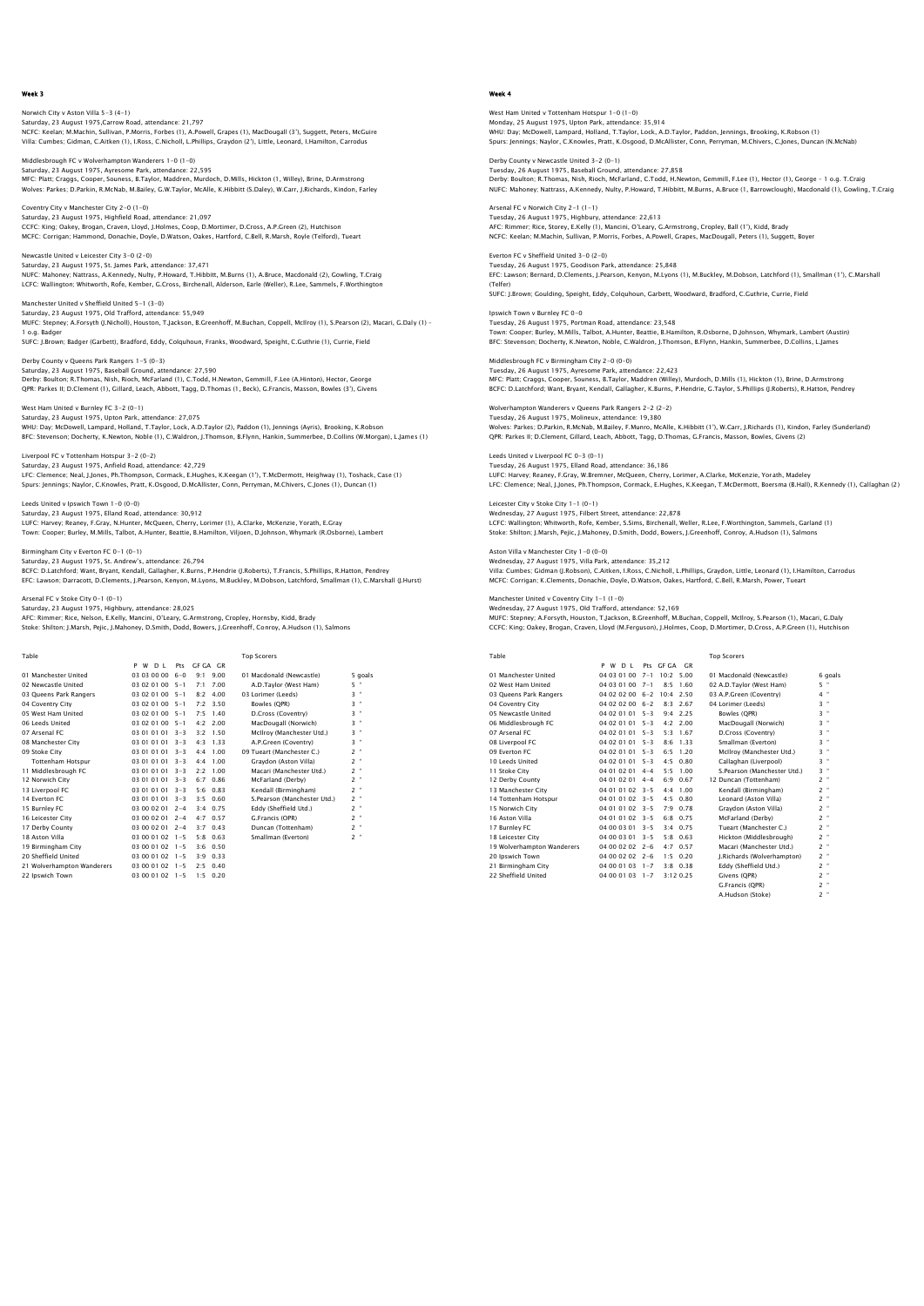## Week 3

Norwich City v Aston Villa 5-3 (4-1)
Saturday, 23 August 1975,Carrow Road, attendance: 21,797
NCFC: Keelan; M.Machin, Sullivan, P.Morris, Forbes (1), A.Powell, Grapes (1), MacDougall (3'), Suggett, Peters, McGuire
Villa: Cumbes; Gidman, C.Aitken (1), I.Ross, C.Nicholl, L.Phillips, Graydon (2'), Little, Leonard, I.Hamilton, Carrodus

Middlesbrough FC v Wolverhampton Wanderers 1-0 (1-0)
Saturday, 23 August 1975, Ayresome Park, attendance: 22,595
MFC: Platt; Craggs, Cooper, Souness, B.Taylor, Maddren, Murdoch, D.Mills, Hickton (1, Willey), Brine, D.Armstrong
Wolves: Parkes; D.Parkin, R.McNab, M.Bailey, G.W.Taylor, McAlle, K.Hibbitt (S.Daley), W.Carr, J.Richards, Kindon, Farley

Coventry City v Manchester City 2-0 (1-0)
Saturday, 23 August 1975, Highfield Road, attendance: 21,097
CCFC: King; Oakey, Brogan, Craven, Lloyd, J.Holmes, Coop, D.Mortimer, D.Cross, A.P.Green (2), Hutchison
MCFC: Corrigan; Hammond, Donachie, Doyle, D.Watson, Oakes, Hartford, C.Bell, R.Marsh, Royle (Telford), Tueart

Newcastle United v Leicester City 3-0 (2-0)
Saturday, 23 August 1975, St. James Park, attendance: 37,471
NUFC: Mahoney; Nattrass, A.Kennedy, Nulty, P.Howard, T.Hibbitt, M.Burns (1), A.Bruce, Macdonald (2), Gowling, T.Craig
LCFC: Wallington; Whitworth, Rofe, Kember, G.Cross, Birchenall, Alderson, Earle (Weller), R.Lee, Sammels, F.Worthington

Manchester United v Sheffield United 5-1 (3-0)
Saturday, 23 August 1975, Old Trafford, attendance: 55,949
MUFC: Stepney; A.Forsyth (J.Nicholl), Houston, T.Jackson, B.Greenhoff, M.Buchan, Coppell, McIlroy (1), S.Pearson (2), Macari, G.Daly (1) - 1 o.g. Badger
SUFC: J.Brown; Badger (Garbett), Bradford, Eddy, Colquhoun, Franks, Woodward, Speight, C.Guthrie (1), Currie, Field

Derby County v Queens Park Rangers 1-5 (0-3)
Saturday, 23 August 1975, Baseball Ground, attendance: 27,590
Derby: Boulton; R.Thomas, Nish, Rioch, McFarland (1), C.Todd, H.Newton, Gemmill, F.Lee (A.Hinton), Hector, George
QPR: Parkes II; D.Clement (1), Gillard, Leach, Abbott, Tagg, D.Thomas (1, Beck), G.Francis, Masson, Bowles (3'), Givens

West Ham United v Burnley FC 3-2 (0-1)
Saturday, 23 August 1975, Upton Park, attendance: 27,075
WHU: Day; McDowell, Lampard, Holland, T.Taylor, Lock, A.D.Taylor (2), Paddon (1), Jennings (Ayris), Brooking, K.Robson
BFC: Stevenson; Docherty, K.Newton, Noble (1), C.Waldron, J.Thomson, B.Flynn, Hankin, Summerbee, D.Collins (W.Morgan), L.James (1)

Liverpool FC v Tottenham Hotspur 3-2 (0-2)
Saturday, 23 August 1975, Anfield Road, attendance: 42,729
LFC: Clemence; Neal, J.Jones, Ph.Thompson, Cormack, E.Hughes, K.Keegan (1'), T.McDermott, Heighway (1), Toshack, Case (1)
Spurs: Jennings; Naylor, C.Knowles, Pratt, K.Osgood, D.McAllister, Conn, Perryman, M.Chivers, C.Jones (1), Duncan (1)

Leeds United v Ipswich Town 1-0 (0-0)
Saturday, 23 August 1975, Elland Road, attendance: 30,912
LUFC: Harvey; Reaney, F.Gray, N.Hunter, McQueen, Cherry, Lorimer (1), A.Clarke, McKenzie, Yorath, E.Gray
Town: Cooper; Burley, M.Mills, Talbot, A.Hunter, Beattie, B.Hamilton, Viljoen, D.Johnson, Whymark (R.Osborne), Lambert

Birmingham City v Everton FC 0-1 (0-1)
Saturday, 23 August 1975, St. Andrew's, attendance: 26,794
BCFC: D.Latchford; Want, Bryant, Kendall, Gallagher, K.Burns, P.Hendrie (J.Roberts), T.Francis, S.Phillips, R.Hatton, Pendrey
EFC: Lawson; Darracott, D.Clements, J.Pearson, Kenyon, M.Lyons, M.Buckley, M.Dobson, Latchford, Smallman (1), C.Marshall (J.Hurst)

Arsenal FC v Stoke City 0-1 (0-1)
Saturday, 23 August 1975, Highbury, attendance: 28,025
AFC: Rimmer; Rice, Nelson, E.Kelly, Mancini, O'Leary, G.Armstrong, Cropley, Hornsby, Kidd, Brady
Stoke: Shilton; J.Marsh, Pejic, J.Mahoney, D.Smith, Dodd, Bowers, J.Greenhoff, Conroy, A.Hudson (1), Salmons

### Table

| | P | W | D | L | Pts | GF:GA | GR |
|---|---|---|---|---|---|---|---|
| 01 Manchester United | 03 | 03 | 00 | 00 | 6-0 | 9:1 | 9.00 |
| 02 Newcastle United | 03 | 02 | 01 | 00 | 5-1 | 7:1 | 7.00 |
| 03 Queens Park Rangers | 03 | 02 | 01 | 00 | 5-1 | 8:2 | 4.00 |
| 04 Coventry City | 03 | 02 | 01 | 00 | 5-1 | 7:2 | 3.50 |
| 05 West Ham United | 03 | 02 | 01 | 00 | 5-1 | 7:5 | 1.40 |
| 06 Leeds United | 03 | 02 | 01 | 00 | 5-1 | 4:2 | 2.00 |
| 07 Arsenal FC | 03 | 01 | 01 | 01 | 3-3 | 3:2 | 1.50 |
| 08 Manchester City | 03 | 01 | 01 | 01 | 3-3 | 4:3 | 1.33 |
| 09 Stoke City | 03 | 01 | 01 | 01 | 3-3 | 4:4 | 1.00 |
| Tottenham Hotspur | 03 | 01 | 01 | 01 | 3-3 | 4:4 | 1.00 |
| 11 Middlesbrough FC | 03 | 01 | 01 | 01 | 3-3 | 2:2 | 1.00 |
| 12 Norwich City | 03 | 01 | 01 | 01 | 3-3 | 6:7 | 0.86 |
| 13 Liverpool FC | 03 | 01 | 01 | 01 | 3-3 | 5:6 | 0.83 |
| 14 Everton FC | 03 | 01 | 01 | 01 | 3-3 | 3:5 | 0.60 |
| 15 Burnley FC | 03 | 00 | 02 | 01 | 2-4 | 3:4 | 0.75 |
| 16 Leicester City | 03 | 00 | 02 | 01 | 2-4 | 4:7 | 0.57 |
| 17 Derby County | 03 | 00 | 02 | 01 | 2-4 | 3:7 | 0.43 |
| 18 Aston Villa | 03 | 01 | 00 | 02 | 1-5 | 5:8 | 0.63 |
| 19 Birmingham City | 03 | 00 | 01 | 02 | 1-5 | 3:6 | 0.50 |
| 20 Sheffield United | 03 | 00 | 01 | 02 | 1-5 | 3:9 | 0.33 |
| 21 Wolverhampton Wanderers | 03 | 00 | 01 | 02 | 1-5 | 2:5 | 0.40 |
| 22 Ipswich Town | 03 | 00 | 01 | 02 | 1-5 | 1:5 | 0.20 |

### Top Scorers

| | |
|---|---|
| 01 Macdonald (Newcastle) | 5 goals |
| A.D.Taylor (West Ham) | 5 " |
| 03 Lorimer (Leeds) | 3 " |
| Bowles (QPR) | 3 " |
| D.Cross (Coventry) | 3 " |
| MacDougall (Norwich) | 3 " |
| McIlroy (Manchester Utd.) | 3 " |
| A.P.Green (Coventry) | 3 " |
| 09 Tueart (Manchester C.) | 2 " |
| Graydon (Aston Villa) | 2 " |
| Macari (Manchester Utd.) | 2 " |
| McFarland (Derby) | 2 " |
| Kendall (Birmingham) | 2 " |
| S.Pearson (Manchester Utd.) | 2 " |
| Eddy (Sheffield Utd.) | 2 " |
| G.Francis (QPR) | 2 " |
| Duncan (Tottenham) | 2 " |
| Smallman (Everton) | 2 " |

## Week 4

West Ham United v Tottenham Hotspur 1-0 (1-0)
Monday, 25 August 1975, Upton Park, attendance: 35,914
WHU: Day; McDowell, Lampard, Holland, T.Taylor, Lock, A.D.Taylor, Paddon, Jennings, Brooking, K.Robson (1)
Spurs: Jennings; Naylor, C.Knowles, Pratt, K.Osgood, D.McAllister, Conn, Perryman, M.Chivers, C.Jones, Duncan (N.McNab)

Derby County v Newcastle United 3-2 (0-1)
Tuesday, 26 August 1975, Baseball Ground, attendance: 27,858
Derby: Boulton; R.Thomas, Nish, Rioch, McFarland, C.Todd, H.Newton, Gemmill, F.Lee (1), Hector (1), George - 1 o.g. T.Craig
NUFC: Mahoney; Nattrass, A.Kennedy, Nulty, P.Howard, T.Hibbitt, M.Burns, A.Bruce (1, Barrowclough), Macdonald (1), Gowling, T.Craig

Arsenal FC v Norwich City 2-1 (1-1)
Tuesday, 26 August 1975, Highbury, attendance: 22,613
AFC: Rimmer; Rice, Storey, E.Kelly (1), Mancini, O'Leary, G.Armstrong, Cropley, Ball (1'), Kidd, Brady
NCFC: Keelan; M.Machin, Sullivan, P.Morris, Forbes, A.Powell, Grapes, MacDougall, Peters (1), Suggett, Boyer

Everton FC v Sheffield United 3-0 (2-0)
Tuesday, 26 August 1975, Goodison Park, attendance: 25,848
EFC: Lawson; Bernard, D.Clements, J.Pearson, Kenyon, M.Lyons (1), M.Buckley, M.Dobson, Latchford (1), Smallman (1'), C.Marshall (Telfer)
SUFC: J.Brown; Goulding, Speight, Eddy, Colquhoun, Garbett, Woodward, Bradford, C.Guthrie, Currie, Field

Ipswich Town v Burnley FC 0-0
Tuesday, 26 August 1975, Portman Road, attendance: 23,548
Town: Cooper; Burley, M.Mills, Talbot, A.Hunter, Beattie, B.Hamilton, R.Osborne, D.Johnson, Whymark, Lambert (Austin)
BFC: Stevenson; Docherty, K.Newton, Noble, C.Waldron, J.Thomson, B.Flynn, Hankin, Summerbee, D.Collins, L.James

Middlesbrough FC v Birmingham City 2-0 (0-0)
Tuesday, 26 August 1975, Ayresome Park, attendance: 22,423
MFC: Platt; Craggs, Cooper, Souness, B.Taylor, Maddren (Willey), Murdoch, D.Mills (1), Hickton (1), Brine, D.Armstrong
BCFC: D.Latchford; Want, Bryant, Kendall, Gallagher, K.Burns, P.Hendrie, G.Taylor, S.Phillips (J.Roberts), R.Hatton, Pendrey

Wolverhampton Wanderers v Queens Park Rangers 2-2 (2-2)
Tuesday, 26 August 1975, Molineux, attendance: 19,380
Wolves: Parkes; D.Parkin, R.McNab, M.Bailey, F.Munro, McAlle, K.Hibbitt (1'), W.Carr, J.Richards (1), Kindon, Farley (Sunderland)
QPR: Parkes II; D.Clement, Gillard, Leach, Abbott, Tagg, D.Thomas, G.Francis, Masson, Bowles, Givens (2)

Leeds United v Liverpool FC 0-3 (0-1)
Tuesday, 26 August 1975, Elland Road, attendance: 36,186
LUFC: Harvey; Reaney, F.Gray, W.Bremner, McQueen, Cherry, Lorimer, A.Clarke, McKenzie, Yorath, Madeley
LFC: Clemence; Neal, J.Jones, Ph.Thompson, Cormack, E.Hughes, K.Keegan, T.McDermott, Boersma (B.Hall), R.Kennedy (1), Callaghan (2)

Leicester City v Stoke City 1-1 (0-1)
Wednesday, 27 August 1975, Filbert Street, attendance: 22,878
LCFC: Wallington; Whitworth, Rofe, Kember, S.Sims, Birchenall, Weller, R.Lee, F.Worthington, Sammels, Garland (1)
Stoke: Shilton; J.Marsh, Pejic, J.Mahoney, D.Smith, Dodd, Bowers, J.Greenhoff, Conroy, A.Hudson (1), Salmons

Aston Villa v Manchester City 1-0 (0-0)
Wednesday, 27 August 1975, Villa Park, attendance: 35,212
Villa: Cumbes; Gidman (J.Robson), C.Aitken, I.Ross, C.Nicholl, L.Phillips, Graydon, Little, Leonard (1), I.Hamilton, Carrodus
MCFC: Corrigan; K.Clements, Donachie, Doyle, D.Watson, Oakes, Hartford, C.Bell, R.Marsh, Power, Tueart

Manchester United v Coventry City 1-1 (1-0)
Wednesday, 27 August 1975, Old Trafford, attendance: 52,169
MUFC: Stepney; A.Forsyth, Houston, T.Jackson, B.Greenhoff, M.Buchan, Coppell, McIlroy, S.Pearson (1), Macari, G.Daly
CCFC: King; Oakey, Brogan, Craven, Lloyd (M.Ferguson), J.Holmes, Coop, D.Mortimer, D.Cross, A.P.Green (1), Hutchison

### Table

| | P | W | D | L | Pts | GF:GA | GR |
|---|---|---|---|---|---|---|---|
| 01 Manchester United | 04 | 03 | 01 | 00 | 7-1 | 10:2 | 5.00 |
| 02 West Ham United | 04 | 03 | 01 | 00 | 7-1 | 8:5 | 1.60 |
| 03 Queens Park Rangers | 04 | 02 | 02 | 00 | 6-2 | 10:4 | 2.50 |
| 04 Coventry City | 04 | 02 | 02 | 00 | 6-2 | 8:3 | 2.67 |
| 05 Newcastle United | 04 | 02 | 01 | 01 | 5-3 | 9:4 | 2.25 |
| 06 Middlesbrough FC | 04 | 02 | 01 | 01 | 5-3 | 4:2 | 2.00 |
| 07 Arsenal FC | 04 | 02 | 01 | 01 | 5-3 | 5:3 | 1.67 |
| 08 Liverpool FC | 04 | 02 | 01 | 01 | 5-3 | 8:6 | 1.33 |
| 09 Everton FC | 04 | 02 | 01 | 01 | 5-3 | 6:5 | 1.20 |
| 10 Leeds United | 04 | 02 | 01 | 01 | 5-3 | 4:5 | 0.80 |
| 11 Stoke City | 04 | 01 | 02 | 01 | 4-4 | 5:5 | 1.00 |
| 12 Derby County | 04 | 01 | 02 | 01 | 4-4 | 6:9 | 0.67 |
| 13 Manchester City | 04 | 01 | 01 | 02 | 3-5 | 4:4 | 1.00 |
| 14 Tottenham Hotspur | 04 | 01 | 01 | 02 | 3-5 | 4:5 | 0.80 |
| 15 Norwich City | 04 | 01 | 01 | 02 | 3-5 | 7:9 | 0.78 |
| 16 Aston Villa | 04 | 01 | 01 | 02 | 3-5 | 6:8 | 0.75 |
| 17 Burnley FC | 04 | 00 | 03 | 01 | 3-5 | 3:4 | 0.75 |
| 18 Leicester City | 04 | 00 | 03 | 01 | 3-5 | 5:8 | 0.63 |
| 19 Wolverhampton Wanderers | 04 | 00 | 02 | 02 | 2-6 | 4:7 | 0.57 |
| 20 Ipswich Town | 04 | 00 | 02 | 02 | 2-6 | 1:5 | 0.20 |
| 21 Birmingham City | 04 | 00 | 01 | 03 | 1-7 | 3:8 | 0.38 |
| 22 Sheffield United | 04 | 00 | 01 | 03 | 1-7 | 3:12 | 0.25 |

### Top Scorers

| | |
|---|---|
| 01 Macdonald (Newcastle) | 6 goals |
| 02 A.D.Taylor (West Ham) | 5 " |
| 03 A.P.Green (Coventry) | 4 " |
| 04 Lorimer (Leeds) | 3 " |
| Bowles (QPR) | 3 " |
| MacDougall (Norwich) | 3 " |
| D.Cross (Coventry) | 3 " |
| Smallman (Everton) | 3 " |
| McIlroy (Manchester Utd.) | 3 " |
| S.Pearson (Manchester Utd.) | 3 " |
| Callaghan (Liverpool) | 3 " |
| 12 Duncan (Tottenham) | 2 " |
| Kendall (Birmingham) | 2 " |
| Leonard (Aston Villa) | 2 " |
| Graydon (Aston Villa) | 2 " |
| McFarland (Derby) | 2 " |
| Tueart (Manchester C.) | 2 " |
| Hickton (Middlesbrough) | 2 " |
| Macari (Manchester Utd.) | 2 " |
| J.Richards (Wolverhampton) | 2 " |
| Eddy (Sheffield Utd.) | 2 " |
| Givens (QPR) | 2 " |
| G.Francis (QPR) | 2 " |
| A.Hudson (Stoke) | 2 " |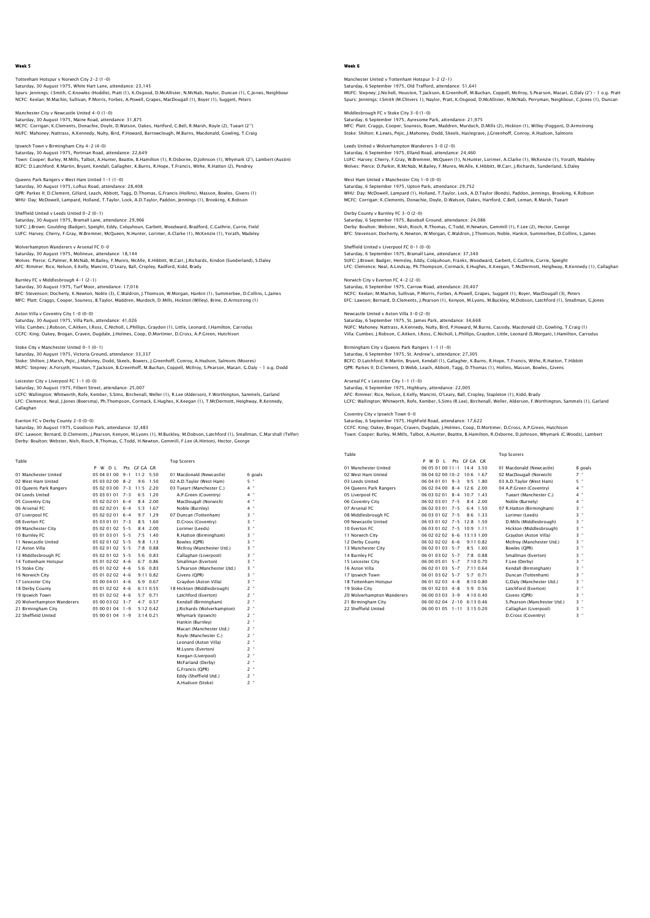# Week 5

Tottenham Hotspur v Norwich City 2-2 (1-0)
Saturday, 30 August 1975, White Hart Lane, attendance: 23,145
Spurs: Jennings; I.Smith, C.Knowles (Hoddle), Pratt (1), K.Osgood, D.McAllister, N.McNab, Naylor, Duncan (1), C.Jones, Neighbour
NCFC: Keelan; M.Machin, Sullivan, P.Morris, Forbes, A.Powell, Grapes, MacDougall (1), Boyer (1), Suggett, Peters

Manchester City v Newcastle United 4-0 (1-0)
Saturday, 30 August 1975, Maine Road, attendance: 31,875
MCFC: Corrigan; K.Clements, Donachie, Doyle, D.Watson, Oakes, Hartford, C.Bell, R.Marsh, Royle (2), Tueart (2")
NUFC: Mahoney; Nattrass, A.Kennedy, Nulty, Bird, P.Howard, Barrowclough, M.Burns, Macdonald, Gowling, T.Craig

Ipswich Town v Birmingham City 4-2 (4-0)
Saturday, 30 August 1975, Portman Road, attendance: 22,649
Town: Cooper; Burley, M.Mills, Talbot, A.Hunter, Beattie, B.Hamilton (1), R.Osborne, D.Johnson (1), Whymark (2'), Lambert (Austin)
BCFC: D.Latchford; R.Martin, Bryant, Kendall, Gallagher, K.Burns, R.Hope, T.Francis, Withe, R.Hatton (2), Pendrey

Queens Park Rangers v West Ham United 1-1 (1-0)
Saturday, 30 August 1975, Loftus Road, attendance: 28,408
QPR: Parkes II; D.Clement, Gillard, Leach, Abbott, Tagg, D.Thomas, G.Francis (Hollins), Masson, Bowles, Givens (1)
WHU: Day; McDowell, Lampard, Holland, T.Taylor, Lock, A.D.Taylor, Paddon, Jennings (1), Brooking, K.Robson

Sheffield United v Leeds United 0-2 (0-1)
Saturday, 30 August 1975, Bramall Lane, attendance: 29,966
SUFC: J.Brown; Goulding (Badger), Speight, Eddy, Colquhoun, Garbett, Woodward, Bradford, C.Guthrie, Currie, Field
LUFC: Harvey; Cherry, F.Gray, W.Bremner, McQueen, N.Hunter, Lorimer, A.Clarke (1), McKenzie (1), Yorath, Madeley

Wolverhampton Wanderers v Arsenal FC 0-0
Saturday, 30 August 1975, Molineux, attendance: 18,144
Wolves: Pierce; G.Palmer, R.McNab, M.Bailey, F.Munro, McAlle, K.Hibbitt, W.Carr, J.Richards, Kindon (Sunderland), S.Daley
AFC: Rimmer; Rice, Nelson, E.Kelly, Mancini, O'Leary, Ball, Cropley, Radford, Kidd, Brady

Burnley FC v Middlesbrough 4-1 (2-1)
Saturday, 30 August 1975, Turf Moor, attendance: 17,016
BFC: Stevenson; Docherty, K.Newton, Noble (3), C.Waldron, J.Thomson, W.Morgan, Hankin (1), Summerbee, D.Collins, L.James
MFC: Platt; Craggs, Cooper, Souness, B.Taylor, Maddren, Murdoch, D.Mills, Hickton (Willey), Brine, D.Armstrong (1)

Aston Villa v Coventry City 1-0 (0-0)
Saturday, 30 August 1975, Villa Park, attendance: 41,026
Villa: Cumbes; J.Robson, C.Aitken, I.Ross, C.Nicholl, L.Phillips, Graydon (1), Little, Leonard, I.Hamilton, Carrodus
CCFC: King; Oakey, Brogan, Craven, Dugdale, J.Holmes, Coop, D.Mortimer, D.Cross, A.P.Green, Hutchison

Stoke City v Manchester United 0-1 (0-1)
Saturday, 30 August 1975, Victoria Ground, attendance: 33,337
Stoke: Shilton; J.Marsh, Pejic, J.Mahoney, Dodd, Skeels, Bowers, J.Greenhoff, Conroy, A.Hudson, Salmons (Moores)
MUFC: Stepney; A.Forsyth, Houston, T.Jackson, B.Greenhoff, M.Buchan, Coppell, McIlroy, S.Pearson, Macari, G.Daly - 1 o.g. Dodd

Leicester City v Liverpool FC 1-1 (0-0)
Saturday, 30 August 1975, Filbert Street, attendance: 25,007
LCFC: Wallington; Whitworth, Rofe, Kember, S.Sims, Birchenall, Weller (1), R.Lee (Alderson), F.Worthington, Sammels, Garland
LFC: Clemence; Neal, A.Lindsay, Ph.Thompson, Cormack, E.Hughes, K.Keegan (1), T.McDermott, Heighway, R.Kennedy, Callaghan

Everton FC v Derby County 2-0 (0-0)
Saturday, 30 August 1975, Goodison Park, attendance: 32,483
EFC: Lawson; Bernard, D.Clements, J.Pearson, Kenyon, M.Lyons (1), M.Buckley, M.Dobson, Latchford (1), Smallman, C.Marshall (Telfer)
Derby: Boulton; Webster, Nish, Rioch, R.Thomas, C.Todd, H.Newton, Gemmill, F.Lee (A.Hinton), Hector, George

Table

| | P | W | D | L | Pts | GF GA | GR |
|---|---|---|---|---|---|---|---|
| 01 Manchester United | 05 | 04 | 01 | 00 | 9-1 | 11:2 | 5.50 |
| 02 West Ham United | 05 | 03 | 02 | 00 | 8-2 | 9:6 | 1.50 |
| 03 Queens Park Rangers | 05 | 02 | 03 | 00 | 7-3 | 11:5 | 2.20 |
| 04 Leeds United | 05 | 03 | 01 | 01 | 7-3 | 6:5 | 1.20 |
| 05 Coventry City | 05 | 02 | 02 | 01 | 6-4 | 8:4 | 2.00 |
| 06 Arsenal FC | 05 | 02 | 02 | 01 | 6-4 | 5:3 | 1.67 |
| 07 Liverpool FC | 05 | 02 | 02 | 01 | 6-4 | 9:7 | 1.29 |
| 08 Everton FC | 05 | 03 | 01 | 01 | 7-3 | 8:5 | 1.60 |
| 09 Manchester City | 05 | 02 | 01 | 02 | 5-5 | 8:4 | 2.00 |
| 10 Burnley FC | 05 | 01 | 03 | 01 | 5-5 | 7:5 | 1.40 |
| 11 Newcastle United | 05 | 02 | 01 | 02 | 5-5 | 9:8 | 1.13 |
| 12 Aston Villa | 05 | 02 | 01 | 02 | 5-5 | 7:8 | 0.88 |
| 13 Middlesbrough FC | 05 | 02 | 01 | 02 | 5-5 | 5:6 | 0.83 |
| 14 Tottenham Hotspur | 05 | 01 | 02 | 02 | 4-6 | 6:7 | 0.86 |
| 15 Stoke City | 05 | 01 | 02 | 02 | 4-6 | 5:6 | 0.83 |
| 16 Norwich City | 05 | 01 | 02 | 02 | 4-6 | 9:11 | 0.82 |
| 17 Leicester City | 05 | 00 | 04 | 01 | 4-6 | 6:9 | 0.67 |
| 18 Derby County | 05 | 01 | 02 | 02 | 4-6 | 6:11 | 0.55 |
| 19 Ipswich Town | 05 | 01 | 02 | 02 | 4-6 | 5:7 | 0.71 |
| 20 Wolverhampton Wanderers | 05 | 00 | 03 | 02 | 3-7 | 4:7 | 0.57 |
| 21 Birmingham City | 05 | 00 | 01 | 04 | 1-9 | 5:12 | 0.42 |
| 22 Sheffield United | 05 | 00 | 01 | 04 | 1-9 | 3:14 | 0.21 |

Top Scorers

| | |
|---|---|
| 01 Macdonald (Newcastle) | 6 goals |
| 02 A.D.Taylor (West Ham) | 5 " |
| 03 Tueart (Manchester C.) | 4 " |
| A.P.Green (Coventry) | 4 " |
| MacDougall (Norwich) | 4 " |
| Noble (Burnley) | 4 " |
| 07 Duncan (Tottenham) | 3 " |
| D.Cross (Coventry) | 3 " |
| Lorimer (Leeds) | 3 " |
| R.Hatton (Birmingham) | 3 " |
| Bowles (QPR) | 3 " |
| McIlroy (Manchester Utd.) | 3 " |
| Callaghan (Liverpool) | 3 " |
| Smallman (Everton) | 3 " |
| S.Pearson (Manchester Utd.) | 3 " |
| Givens (QPR) | 3 " |
| Graydon (Aston Villa) | 3 " |
| 18 Hickton (Middlesbrough) | 2 " |
| Latchford (Everton) | 2 " |
| Kendall (Birmingham) | 2 " |
| J.Richards (Wolverhampton) | 2 " |
| Whymark (Ipswich) | 2 " |
| Hankin (Burnley) | 2 " |
| Macari (Manchester Utd.) | 2 " |
| Royle (Manchester C.) | 2 " |
| Leonard (Aston Villa) | 2 " |
| M.Lyons (Everton) | 2 " |
| Keegan (Liverpool) | 2 " |
| McFarland (Derby) | 2 " |
| G.Francis (QPR) | 2 " |
| Eddy (Sheffield Utd.) | 2 " |
| A.Hudson (Stoke) | 2 " |

# Week 6

Manchester United v Tottenham Hotspur 3-2 (2-1)
Saturday, 6 September 1975, Old Trafford, attendance: 51,641
MUFC: Stepney; J.Nicholl, Houston, T.Jackson, B.Greenhoff, M.Buchan, Coppell, McIlroy, S.Pearson, Macari, G.Daly (2') - 1 o.g. Pratt
Spurs: Jennings; I.Smith (M.Chivers 1), Naylor, Pratt, K.Osgood, D.McAllister, N.McNab, Perryman, Neighbour, C.Jones (1), Duncan

Middlesbrough FC v Stoke City 3-0 (1-0)
Saturday, 6 September 1975, Ayresome Park, attendance: 21,975
MFC: Platt; Craggs, Cooper, Souness, Boam, Maddren, Murdoch, D.Mills (2), Hickton (1), Willey (Foggon), D.Armstrong
Stoke: Shilton; K.Lewis, Pejic, J.Mahoney, Dodd, Skeels, Haslegrave, J.Greenhoff, Conroy, A.Hudson, Salmons

Leeds United v Wolverhampton Wanderers 3-0 (2-0)
Saturday, 6 September 1975, Elland Road, attendance: 24,460
LUFC: Harvey; Cherry, F.Gray, W.Bremner, McQueen (1), N.Hunter, Lorimer, A.Clarke (1), McKenzie (1), Yorath, Madeley
Wolves: Pierce; D.Parkin, R.McNab, M.Bailey, F.Munro, McAlle, K.Hibbitt, W.Carr, J.Richards, Sunderland, S.Daley

West Ham United v Manchester City 1-0 (0-0)
Saturday, 6 September 1975, Upton Park, attendance: 29,752
WHU: Day; McDowell, Lampard (1), Holland, T.Taylor, Lock, A.D.Taylor (Bonds), Paddon, Jennings, Brooking, K.Robson
MCFC: Corrigan; K.Clements, Donachie, Doyle, D.Watson, Oakes, Hartford, C.Bell, Leman, R.Marsh, Tueart

Derby County v Burnley FC 3-0 (2-0)
Saturday, 6 September 1975, Baseball Ground, attendance: 24,086
Derby: Boulton; Webster, Nish, Rioch, R.Thomas, C.Todd, H.Newton, Gemmill (1), F.Lee (2), Hector, George
BFC: Stevenson; Docherty, K.Newton, W.Morgan, C.Waldron, J.Thomson, Noble, Hankin, Summerbee, D.Collins, L.James

Sheffield United v Liverpool FC 0-1 (0-0)
Saturday, 6 September 1975, Bramall Lane, attendance: 37,340
SUFC: J.Brown; Badger, Hemsley, Eddy, Colquhoun, Franks, Woodward, Garbett, C.Guthrie, Currie, Speight
LFC: Clemence; Neal, A.Lindsay, Ph.Thompson, Cormack, E.Hughes, K.Keegan, T.McDermott, Heighway, R.Kennedy (1), Callaghan

Norwich City v Everton FC 4-2 (2-0)
Saturday, 6 September 1975, Carrow Road, attendance: 20,407
NCFC: Keelan; M.Machin, Sullivan, P.Morris, Forbes, A.Powell, Grapes, Suggett (1), Boyer, MacDougall (3), Peters
EFC: Lawson; Bernard, D.Clements, J.Pearson (1), Kenyon, M.Lyons, M.Buckley, M.Dobson, Latchford (1), Smallman, G.Jones

Newcastle United v Aston Villa 3-0 (2-0)
Saturday, 6 September 1975, St. James Park, attendance: 34,668
NUFC: Mahoney; Nattrass, A.Kennedy, Nulty, Bird, P.Howard, M.Burns, Cassidy, Macdonald (2), Gowling, T.Craig (1)
Villa: Cumbes; J.Robson, C.Aitken, I.Ross, C.Nicholl, L.Phillips, Graydon, Little, Leonard (S.Morgan), I.Hamilton, Carrodus

Birmingham City v Queens Park Rangers 1-1 (1-0)
Saturday, 6 September 1975, St. Andrew's, attendance: 27,305
BCFC: D.Latchford; R.Martin, Bryant, Kendall (1), Gallagher, K.Burns, R.Hope, T.Francis, Withe, R.Hatton, T.Hibbitt
QPR: Parkes II; D.Clement, D.Webb, Leach, Abbott, Tagg, D.Thomas (1), Hollins, Masson, Bowles, Givens

Arsenal FC v Leicester City 1-1 (1-0)
Saturday, 6 September 1975, Highbury, attendance: 22,005
AFC: Rimmer; Rice, Nelson, E.Kelly, Mancini, O'Leary, Ball, Cropley, Stapleton (1), Kidd, Brady
LCFC: Wallington; Whitworth, Rofe, Kember, S.Sims (R.Lee), Birchenall, Weller, Alderson, F.Worthington, Sammels (1), Garland

Coventry City v Ipswich Town 0-0
Saturday, 6 September 1975, Highfield Road, attendance: 17,622
CCFC: King; Oakey, Brogan, Craven, Dugdale, J.Holmes, Coop, D.Mortimer, D.Cross, A.P.Green, Hutchison
Town: Cooper; Burley, M.Mills, Talbot, A.Hunter, Beattie, B.Hamilton, R.Osborne, D.Johnson, Whymark (C.Woods), Lambert

Table

| | P | W | D | L | Pts | GF GA | GR |
|---|---|---|---|---|---|---|---|
| 01 Manchester United | 06 | 05 | 01 | 00 | 11-1 | 14:4 | 3.50 |
| 02 West Ham United | 06 | 04 | 02 | 00 | 10-2 | 10:6 | 1.67 |
| 03 Leeds United | 06 | 04 | 01 | 01 | 9-3 | 9:5 | 1.80 |
| 04 Queens Park Rangers | 06 | 02 | 04 | 00 | 8-4 | 12:6 | 2.00 |
| 05 Liverpool FC | 06 | 03 | 02 | 01 | 8-4 | 10:7 | 1.43 |
| 06 Coventry City | 06 | 02 | 03 | 01 | 7-5 | 8:4 | 2.00 |
| 07 Arsenal FC | 06 | 02 | 03 | 01 | 7-5 | 6:4 | 1.50 |
| 08 Middlesbrough FC | 06 | 03 | 01 | 02 | 7-5 | 8:6 | 1.33 |
| 09 Newcastle United | 06 | 03 | 01 | 02 | 7-5 | 12:8 | 1.50 |
| 10 Everton FC | 06 | 03 | 01 | 02 | 7-5 | 10:9 | 1.11 |
| 11 Norwich City | 06 | 02 | 02 | 02 | 6-6 | 13:13 | 1.00 |
| 12 Derby County | 06 | 02 | 02 | 02 | 6-6 | 9:11 | 0.82 |
| 13 Manchester City | 06 | 02 | 01 | 03 | 5-7 | 8:5 | 1.60 |
| 14 Burnley FC | 06 | 01 | 03 | 02 | 5-7 | 7:8 | 0.88 |
| 15 Leicester City | 06 | 00 | 05 | 01 | 5-7 | 7:10 | 0.70 |
| 16 Aston Villa | 06 | 02 | 01 | 03 | 5-7 | 7:11 | 0.64 |
| 17 Ipswich Town | 06 | 01 | 03 | 02 | 5-7 | 5:7 | 0.71 |
| 18 Tottenham Hotspur | 06 | 01 | 02 | 03 | 4-8 | 8:10 | 0.80 |
| 19 Stoke City | 06 | 01 | 02 | 03 | 4-8 | 5:9 | 0.56 |
| 20 Wolverhampton Wanderers | 06 | 00 | 03 | 03 | 3-9 | 4:10 | 0.40 |
| 21 Birmingham City | 06 | 00 | 02 | 04 | 2-10 | 6:13 | 0.46 |
| 22 Sheffield United | 06 | 00 | 01 | 05 | 1-11 | 3:15 | 0.20 |

Top Scorers

| | |
|---|---|
| 01 Macdonald (Newcastle) | 8 goals |
| 02 MacDougall (Norwich) | 7 " |
| 03 A.D.Taylor (West Ham) | 5 " |
| 04 A.P.Green (Coventry) | 4 " |
| Tueart (Manchester C.) | 4 " |
| Noble (Burnely) | 4 " |
| 07 R.Hatton (Birmingham) | 3 " |
| Lorimer (Leeds) | 3 " |
| D.Mills (Middlesbrough) | 3 " |
| Hickton (Middlesbrough) | 3 " |
| Graydon (Aston Villa) | 3 " |
| McIlroy (Manchester Utd.) | 3 " |
| Bowles (QPR) | 3 " |
| Smallman (Everton) | 3 " |
| F.Lee (Derby) | 3 " |
| Kendall (Birmingham) | 3 " |
| Duncan (Tottenham) | 3 " |
| G.Daly (Manchester Utd.) | 3 " |
| Latchford (Everton) | 3 " |
| Givens (QPR) | 3 " |
| S.Pearson (Manchester Utd.) | 3 " |
| Callaghan (Liverpool) | 3 " |
| D.Cross (Coventry) | 3 " |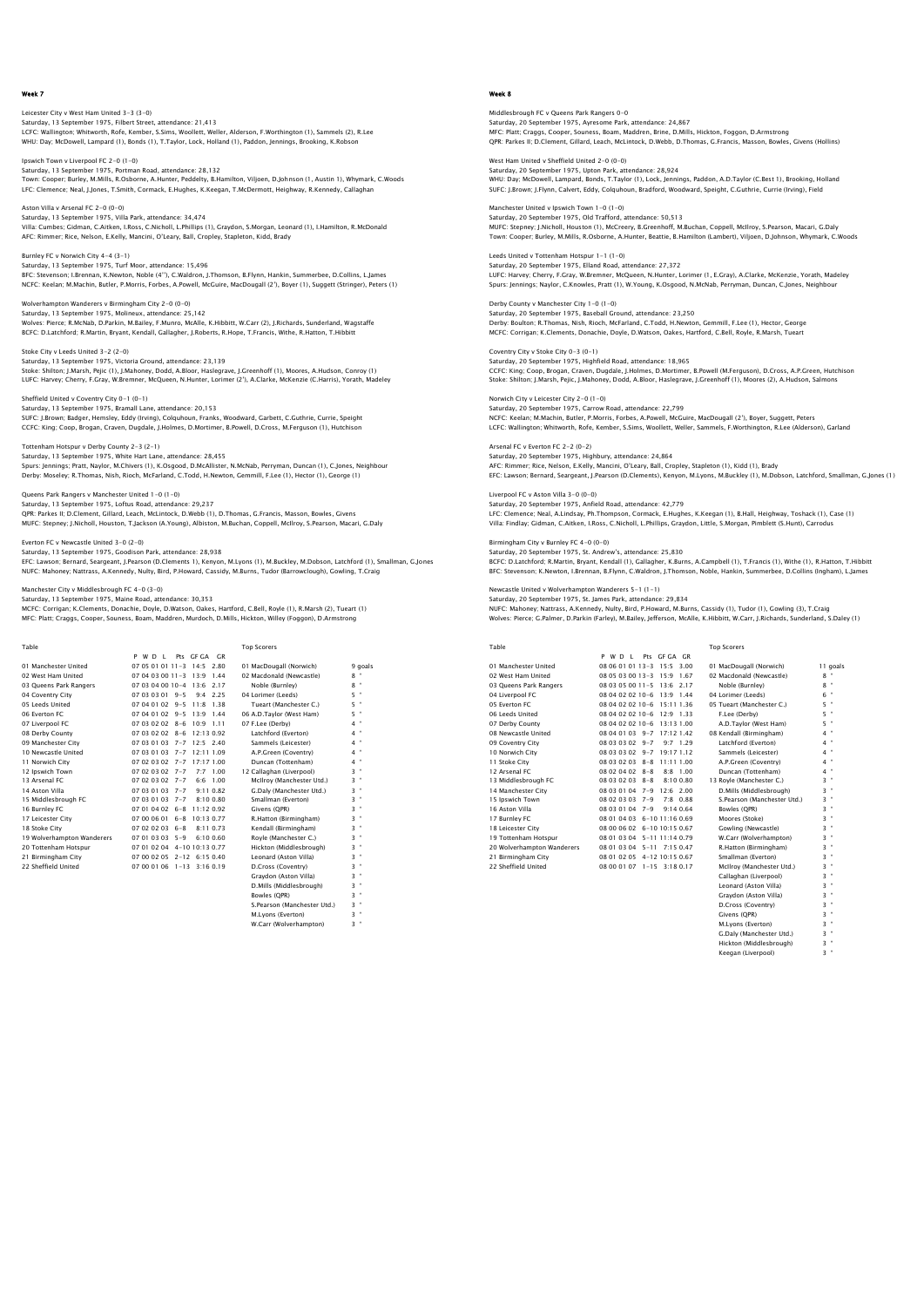## Week 7

Leicester City v West Ham United 3-3 (3-0)
Saturday, 13 September 1975, Filbert Street, attendance: 21,413
LCFC: Wallington; Whitworth, Rofe, Kember, S.Sims, Woollett, Weller, Alderson, F.Worthington (1), Sammels (2), R.Lee
WHU: Day; McDowell, Lampard (1), Bonds (1), T.Taylor, Lock, Holland (1), Paddon, Jennings, Brooking, K.Robson

Ipswich Town v Liverpool FC 2-0 (1-0)
Saturday, 13 September 1975, Portman Road, attendance: 28,132
Town: Cooper; Burley, M.Mills, R.Osborne, A.Hunter, Peddelty, B.Hamilton, Viljoen, D.Johnson (1, Austin 1), Whymark, C.Woods
LFC: Clemence; Neal, J.Jones, T.Smith, Cormack, E.Hughes, K.Keegan, T.McDermott, Heighway, R.Kennedy, Callaghan

Aston Villa v Arsenal FC 2-0 (0-0)
Saturday, 13 September 1975, Villa Park, attendance: 34,474
Villa: Cumbes; Gidman, C.Aitken, I.Ross, C.Nicholl, L.Phillips (1), Graydon, S.Morgan, Leonard (1), I.Hamilton, R.McDonald
AFC: Rimmer; Rice, Nelson, E.Kelly, Mancini, O'Leary, Ball, Cropley, Stapleton, Kidd, Brady

Burnley FC v Norwich City 4-4 (3-1)
Saturday, 13 September 1975, Turf Moor, attendance: 15,496
BFC: Stevenson; I.Brennan, K.Newton, Noble (4''), C.Waldron, J.Thomson, B.Flynn, Hankin, Summerbee, D.Collins, L.James
NCFC: Keelan; M.Machin, Butler, P.Morris, Forbes, A.Powell, McGuire, MacDougall (2'), Boyer (1), Suggett (Stringer), Peters (1)

Wolverhampton Wanderers v Birmingham City 2-0 (0-0)
Saturday, 13 September 1975, Molineux, attendance: 25,142
Wolves: Pierce; R.McNab, D.Parkin, M.Bailey, F.Munro, McAlle, K.Hibbitt, W.Carr (2), J.Richards, Sunderland, Wagstaffe
BCFC: D.Latchford; R.Martin, Bryant, Kendall, Gallagher, J.Roberts, R.Hope, T.Francis, Withe, R.Hatton, T.Hibbitt

Stoke City v Leeds United 3-2 (2-0)
Saturday, 13 September 1975, Victoria Ground, attendance: 23,139
Stoke: Shilton; J.Marsh, Pejic (1), J.Mahoney, Dodd, A.Bloor, Haslegrave, J.Greenhoff (1), Moores, A.Hudson, Conroy (1)
LUFC: Harvey; Cherry, F.Gray, W.Bremner, McQueen, N.Hunter, Lorimer (2'), A.Clarke, McKenzie (C.Harris), Yorath, Madeley

Sheffield United v Coventry City 0-1 (0-1)
Saturday, 13 September 1975, Bramall Lane, attendance: 20,153
SUFC: J.Brown; Badger, Hemsley, Eddy (Irving), Colquhoun, Franks, Woodward, Garbett, C.Guthrie, Currie, Speight
CCFC: King; Coop, Brogan, Craven, Dugdale, J.Holmes, D.Mortimer, B.Powell, D.Cross, M.Ferguson (1), Hutchison

Tottenham Hotspur v Derby County 2-3 (2-1)
Saturday, 13 September 1975, White Hart Lane, attendance: 28,455
Spurs: Jennings; Pratt, Naylor, M.Chivers (1), K.Osgood, D.McAllister, N.McNab, Perryman, Duncan (1), C.Jones, Neighbour
Derby: Moseley; R.Thomas, Nish, Rioch, McFarland, C.Todd, H.Newton, Gemmill, F.Lee (1), Hector (1), George (1)

Queens Park Rangers v Manchester United 1-0 (1-0)
Saturday, 13 September 1975, Loftus Road, attendance: 29,237
QPR: Parkes II; D.Clement, Gillard, Leach, McLintock, D.Webb (1), D.Thomas, G.Francis, Masson, Bowles, Givens
MUFC: Stepney; J.Nicholl, Houston, T.Jackson (A.Young), Albiston, M.Buchan, Coppell, McIlroy, S.Pearson, Macari, G.Daly

Everton FC v Newcastle United 3-0 (2-0)
Saturday, 13 September 1975, Goodison Park, attendance: 28,938
EFC: Lawson; Bernard, Seargeant, J.Pearson (D.Clements (1), Kenyon, M.Lyons (1), M.Buckley (1), M.Dobson, Latchford (1), Smallman, G.Jones
NUFC: Mahoney; Nattrass, A.Kennedy, Nulty, Bird, P.Howard, M.Burns, Tudor (Barrowclough), Gowling, T.Craig

Manchester City v Middlesbrough FC 4-0 (3-0)
Saturday, 13 September 1975, Maine Road, attendance: 30,353
MCFC: Corrigan; K.Clements, Donachie, Doyle, D.Watson, Oakes, Hartford, C.Bell, Royle (1), R.Marsh (2), Tueart (1)
MFC: Platt; Craggs, Cooper, Souness, Boam, Maddren, Murdoch, D.Mills, Hickton, Willey (Foggon), D.Armstrong

### Table

| | P | W | D | L | Pts | GF GA | GR |
|---|---|---|---|---|---|---|---|
| 01 Manchester United | 07 | 05 | 01 | 01 | 11-3 | 14:5 | 2.80 |
| 02 West Ham United | 07 | 04 | 03 | 00 | 11-3 | 13:9 | 1.44 |
| 03 Queens Park Rangers | 07 | 03 | 04 | 00 | 10-4 | 13:6 | 2.17 |
| 04 Coventry City | 07 | 03 | 03 | 01 | 9-5 | 9:4 | 2.25 |
| 05 Leeds United | 07 | 04 | 01 | 02 | 9-5 | 11:8 | 1.38 |
| 06 Everton FC | 07 | 04 | 01 | 02 | 9-5 | 13:9 | 1.44 |
| 07 Liverpool FC | 07 | 03 | 02 | 02 | 8-6 | 10:9 | 1.11 |
| 08 Derby County | 07 | 03 | 02 | 02 | 8-6 | 12:13 | 0.92 |
| 09 Manchester City | 07 | 03 | 01 | 03 | 7-7 | 12:5 | 2.40 |
| 10 Newcastle United | 07 | 03 | 01 | 03 | 7-7 | 12:11 | 1.09 |
| 11 Norwich City | 07 | 02 | 03 | 02 | 7-7 | 17:17 | 1.00 |
| 12 Ipswich Town | 07 | 02 | 03 | 02 | 7-7 | 7:7 | 1.00 |
| 13 Arsenal FC | 07 | 02 | 03 | 02 | 7-7 | 6:6 | 1.00 |
| 14 Aston Villa | 07 | 03 | 01 | 03 | 7-7 | 9:11 | 0.82 |
| 15 Middlesbrough FC | 07 | 03 | 01 | 03 | 7-7 | 8:10 | 0.80 |
| 16 Burnley FC | 07 | 01 | 04 | 02 | 6-8 | 11:12 | 0.92 |
| 17 Leicester City | 07 | 00 | 06 | 01 | 6-8 | 10:13 | 0.77 |
| 18 Stoke City | 07 | 02 | 02 | 03 | 6-8 | 8:11 | 0.73 |
| 19 Wolverhampton Wanderers | 07 | 01 | 03 | 03 | 5-9 | 6:10 | 0.60 |
| 20 Tottenham Hotspur | 07 | 01 | 02 | 04 | 4-10 | 10:13 | 0.77 |
| 21 Birmingham City | 07 | 00 | 02 | 05 | 2-12 | 6:15 | 0.40 |
| 22 Sheffield United | 07 | 00 | 01 | 06 | 1-13 | 3:16 | 0.19 |

### Top Scorers

| | |
|---|---|
| 01 MacDougall (Norwich) | 9 goals |
| 02 Macdonald (Newcastle) | 8 " |
| Noble (Burnley) | 8 " |
| 04 Lorimer (Leeds) | 5 " |
| Tueart (Manchester C.) | 5 " |
| 06 A.D.Taylor (West Ham) | 5 " |
| 07 F.Lee (Derby) | 4 " |
| Latchford (Everton) | 4 " |
| Sammels (Leicester) | 4 " |
| A.P.Green (Coventry) | 4 " |
| Duncan (Tottenham) | 4 " |
| 12 Callaghan (Liverpool) | 3 " |
| McIlroy (Manchester Utd.) | 3 " |
| G.Daly (Manchester Utd.) | 3 " |
| Smallman (Everton) | 3 " |
| Givens (QPR) | 3 " |
| R.Hatton (Birmingham) | 3 " |
| Kendall (Birmingham) | 3 " |
| Royle (Manchester C.) | 3 " |
| Hickton (Middlesbrough) | 3 " |
| Leonard (Aston Villa) | 3 " |
| D.Cross (Coventry) | 3 " |
| Graydon (Aston Villa) | 3 " |
| D.Mills (Middlesbrough) | 3 " |
| Bowles (QPR) | 3 " |
| S.Pearson (Manchester Utd.) | 3 " |
| M.Lyons (Everton) | 3 " |
| W.Carr (Wolverhampton) | 3 " |

## Week 8

Middlesbrough FC v Queens Park Rangers 0-0
Saturday, 20 September 1975, Ayresome Park, attendance: 24,867
MFC: Platt; Craggs, Cooper, Souness, Boam, Maddren, Brine, D.Mills, Hickton, Foggon, D.Armstrong
QPR: Parkes II; D.Clement, Gillard, Leach, McLintock, D.Webb, D.Thomas, G.Francis, Masson, Bowles, Givens (Hollins)

West Ham United v Sheffield United 2-0 (0-0)
Saturday, 20 September 1975, Upton Park, attendance: 28,924
WHU: Day; McDowell, Lampard, Bonds, T.Taylor (1), Lock, Jennings, Paddon, A.D.Taylor (C.Best 1), Brooking, Holland
SUFC: J.Brown; J.Flynn, Calvert, Eddy, Colquhoun, Bradford, Woodward, Speight, C.Guthrie, Currie (Irving), Field

Manchester United v Ipswich Town 1-0 (1-0)
Saturday, 20 September 1975, Old Trafford, attendance: 50,513
MUFC: Stepney; J.Nicholl, Houston (1), McCreery, B.Greenhoff, M.Buchan, Coppell, McIlroy, S.Pearson, Macari, G.Daly
Town: Cooper; Burley, M.Mills, R.Osborne, A.Hunter, Beattie, B.Hamilton (Lambert), Viljoen, D.Johnson, Whymark, C.Woods

Leeds United v Tottenham Hotspur 1-1 (1-0)
Saturday, 20 September 1975, Elland Road, attendance: 27,372
LUFC: Harvey; Cherry, F.Gray, W.Bremner, McQueen, N.Hunter, Lorimer (1, E.Gray), A.Clarke, McKenzie, Yorath, Madeley
Spurs: Jennings; Naylor, C.Knowles, Pratt (1), W.Young, K.Osgood, N.McNab, Perryman, Duncan, C.Jones, Neighbour

Derby County v Manchester City 1-0 (1-0)
Saturday, 20 September 1975, Baseball Ground, attendance: 23,250
Derby: Boulton; R.Thomas, Nish, Rioch, McFarland, C.Todd, H.Newton, Gemmill, F.Lee (1), Hector, George
MCFC: Corrigan; K.Clements, Donachie, Doyle, D.Watson, Oakes, Hartford, C.Bell, Royle, R.Marsh, Tueart

Coventry City v Stoke City 0-3 (0-1)
Saturday, 20 September 1975, Highfield Road, attendance: 18,965
CCFC: King; Coop, Brogan, Craven, Dugdale, J.Holmes, D.Mortimer, B.Powell (M.Ferguson), D.Cross, A.P.Green, Hutchison
Stoke: Shilton; J.Marsh, Pejic, J.Mahoney, Dodd, A.Bloor, Haslegrave, J.Greenhoff (1), Moores (2), A.Hudson, Salmons

Norwich City v Leicester City 2-0 (1-0)
Saturday, 20 September 1975, Carrow Road, attendance: 22,799
NCFC: Keelan; M.Machin, Butler, P.Morris, Forbes, A.Powell, McGuire, MacDougall (2'), Boyer, Suggett, Peters
LCFC: Wallington; Whitworth, Rofe, Kember, S.Sims, Woollett, Weller, Sammels, F.Worthington, R.Lee (Alderson), Garland

Arsenal FC v Everton FC 2-2 (0-2)
Saturday, 20 September 1975, Highbury, attendance: 24,864
AFC: Rimmer; Rice, Nelson, E.Kelly, Mancini, O'Leary, Ball, Cropley, Stapleton (1), Kidd (1), Brady
EFC: Lawson; Bernard, Seargeant, J.Pearson (D.Clements), Kenyon, M.Lyons, M.Buckley (1), M.Dobson, Latchford, Smallman, G.Jones (1)

Liverpool FC v Aston Villa 3-0 (0-0)
Saturday, 20 September 1975, Anfield Road, attendance: 42,779
LFC: Clemence; Neal, A.Lindsay, Ph.Thompson, Cormack, E.Hughes, K.Keegan (1), B.Hall, Heighway, Toshack (1), Case (1)
Villa: Findlay; Gidman, C.Aitken, I.Ross, C.Nicholl, L.Phillips, Graydon, Little, S.Morgan, Pimblett (S.Hunt), Carrodus

Birmingham City v Burnley FC 4-0 (0-0)
Saturday, 20 September 1975, St. Andrew's, attendance: 25,830
BCFC: D.Latchford; R.Martin, Bryant, Kendall (1), Gallagher, K.Burns, A.Campbell (1), T.Francis (1), Withe (1), R.Hatton, T.Hibbitt
BFC: Stevenson; K.Newton, I.Brennan, B.Flynn, C.Waldron, J.Thomson, Noble, Hankin, Summerbee, D.Collins (Ingham), L.James

Newcastle United v Wolverhampton Wanderers 5-1 (1-1)
Saturday, 20 September 1975, St. James Park, attendance: 29,834
NUFC: Mahoney; Nattrass, A.Kennedy, Nulty, Bird, P.Howard, M.Burns, Cassidy (1), Tudor (1), Gowling (3), T.Craig
Wolves: Pierce; G.Palmer, D.Parkin (Farley), M.Bailey, Jefferson, McAlle, K.Hibbitt, W.Carr, J.Richards, Sunderland, S.Daley (1)

### Table

| | P | W | D | L | Pts | GF GA | GR |
|---|---|---|---|---|---|---|---|
| 01 Manchester United | 08 | 06 | 01 | 01 | 13-3 | 15:5 | 3.00 |
| 02 West Ham United | 08 | 05 | 03 | 00 | 13-3 | 15:9 | 1.67 |
| 03 Queens Park Rangers | 08 | 03 | 05 | 00 | 11-5 | 13:6 | 2.17 |
| 04 Liverpool FC | 08 | 04 | 02 | 02 | 10-6 | 13:9 | 1.44 |
| 05 Everton FC | 08 | 04 | 02 | 02 | 10-6 | 15:11 | 1.36 |
| 06 Leeds United | 08 | 04 | 02 | 02 | 10-6 | 12:9 | 1.33 |
| 07 Derby County | 08 | 04 | 02 | 02 | 10-6 | 13:13 | 1.00 |
| 08 Newcastle United | 08 | 04 | 01 | 03 | 9-7 | 17:12 | 1.42 |
| 09 Coventry City | 08 | 03 | 03 | 02 | 9-7 | 9:7 | 1.29 |
| 10 Norwich City | 08 | 03 | 03 | 02 | 9-7 | 19:17 | 1.12 |
| 11 Stoke City | 08 | 03 | 02 | 03 | 8-8 | 11:11 | 1.00 |
| 12 Arsenal FC | 08 | 02 | 04 | 02 | 8-8 | 8:8 | 1.00 |
| 13 Middlesbrough FC | 08 | 03 | 02 | 03 | 8-8 | 8:10 | 0.80 |
| 14 Manchester City | 08 | 03 | 01 | 04 | 7-9 | 12:6 | 2.00 |
| 15 Ipswich Town | 08 | 02 | 03 | 03 | 7-9 | 7:8 | 0.88 |
| 16 Aston Villa | 08 | 03 | 01 | 04 | 7-9 | 9:14 | 0.64 |
| 17 Burnley FC | 08 | 01 | 04 | 03 | 6-10 | 11:16 | 0.69 |
| 18 Leicester City | 08 | 00 | 06 | 02 | 6-10 | 10:15 | 0.67 |
| 19 Tottenham Hotspur | 08 | 01 | 03 | 04 | 5-11 | 11:14 | 0.79 |
| 20 Wolverhampton Wanderers | 08 | 01 | 03 | 04 | 5-11 | 7:15 | 0.47 |
| 21 Birmingham City | 08 | 01 | 02 | 05 | 4-12 | 10:15 | 0.67 |
| 22 Sheffield United | 08 | 00 | 01 | 07 | 1-15 | 3:18 | 0.17 |

### Top Scorers

| | |
|---|---|
| 01 MacDougall (Norwich) | 11 goals |
| 02 Macdonald (Newcastle) | 8 " |
| Noble (Burnley) | 8 " |
| 04 Lorimer (Leeds) | 6 " |
| 05 Tueart (Manchester C.) | 5 " |
| F.Lee (Derby) | 5 " |
| A.D.Taylor (West Ham) | 5 " |
| 08 Kendall (Birmingham) | 4 " |
| Latchford (Everton) | 4 " |
| Sammels (Leicester) | 4 " |
| A.P.Green (Coventry) | 4 " |
| Duncan (Tottenham) | 4 " |
| 13 Royle (Manchester C.) | 3 " |
| D.Mills (Middlesbrough) | 3 " |
| S.Pearson (Manchester Utd.) | 3 " |
| Bowles (QPR) | 3 " |
| Moores (Stoke) | 3 " |
| Gowling (Newcastle) | 3 " |
| W.Carr (Wolverhampton) | 3 " |
| R.Hatton (Birmingham) | 3 " |
| Smallman (Everton) | 3 " |
| McIlroy (Manchester Utd.) | 3 " |
| Callaghan (Liverpool) | 3 " |
| Leonard (Aston Villa) | 3 " |
| Graydon (Aston Villa) | 3 " |
| D.Cross (Coventry) | 3 " |
| Givens (QPR) | 3 " |
| M.Lyons (Everton) | 3 " |
| G.Daly (Manchester Utd.) | 3 " |
| Hickton (Middlesbrough) | 3 " |
| Keegan (Liverpool) | 3 " |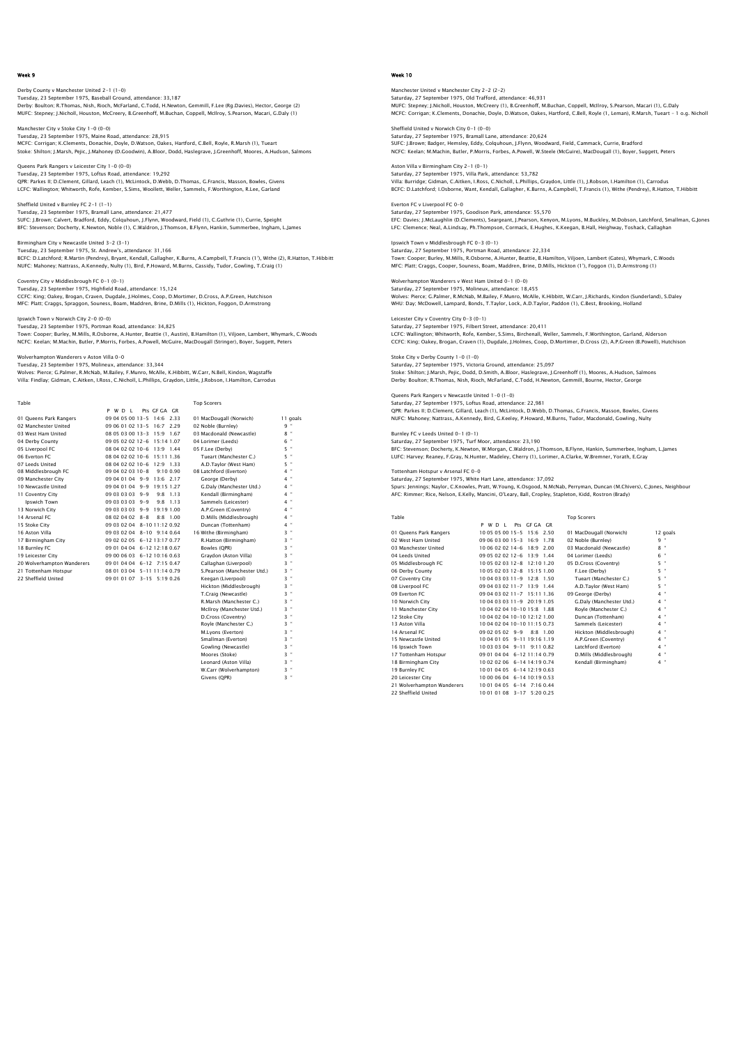## Week 9

Derby County v Manchester United 2–1 (1–0)
Tuesday, 23 September 1975, Baseball Ground, attendance: 33,187
Derby: Boulton; R.Thomas, Nish, Rioch, McFarland, C.Todd, H.Newton, Gemmill, F.Lee (Rg.Davies), Hector, George (2)
MUFC: Stepney; J.Nicholl, Houston, McCreery, B.Greenhoff, M.Buchan, Coppell, McIlroy, S.Pearson, Macari, G.Daly (1)

Manchester City v Stoke City 1–0 (0–0)
Tuesday, 23 September 1975, Maine Road, attendance: 28,915
MCFC: Corrigan; K.Clements, Donachie, Doyle, D.Watson, Oakes, Hartford, C.Bell, Royle, R.Marsh (1), Tueart
Stoke: Shilton; J.Marsh, Pejic, J.Mahoney (D.Goodwin), A.Bloor, Dodd, Haslegrave, J.Greenhoff, Moores, A.Hudson, Salmons

Queens Park Rangers v Leicester City 1–0 (0–0)
Tuesday, 23 September 1975, Loftus Road, attendance: 19,292
QPR: Parkes II; D.Clement, Gillard, Leach (1), McLintock, D.Webb, D.Thomas, G.Francis, Masson, Bowles, Givens
LCFC: Wallington; Whitworth, Rofe, Kember, S.Sims, Woollett, Weller, Sammels, F.Worthington, R.Lee, Garland

Sheffield United v Burnley FC 2–1 (1–1)
Tuesday, 23 September 1975, Bramall Lane, attendance: 21,477
SUFC: J.Brown; Calvert, Bradford, Eddy, Colquhoun, J.Flynn, Woodward, Field (1), C.Guthrie (1), Currie, Speight
BFC: Stevenson; Docherty, K.Newton, Noble (1), C.Waldron, J.Thomson, B.Flynn, Hankin, Summerbee, Ingham, L.James

Birmingham City v Newcastle United 3–2 (3–1)
Tuesday, 23 September 1975, St. Andrew's, attendance: 31,166
BCFC: D.Latchford; R.Martin (Pendrey), Bryant, Kendall, Gallagher, K.Burns, A.Campbell, T.Francis (1'), Withe (2), R.Hatton, T.Hibbitt
NUFC: Mahoney; Nattrass, A.Kennedy, Nulty (1), Bird, P.Howard, M.Burns, Cassidy, Tudor, Gowling, T.Craig (1)

Coventry City v Middlesbrough FC 0–1 (0–1)
Tuesday, 23 September 1975, Highfield Road, attendance: 15,124
CCFC: King; Oakey, Brogan, Craven, Dugdale, J.Holmes, Coop, D.Mortimer, D.Cross, A.P.Green, Hutchison
MFC: Platt; Craggs, Spraggon, Souness, Boam, Maddren, Brine, D.Mills (1), Hickton, Foggon, D.Armstrong

Ipswich Town v Norwich City 2–0 (0–0)
Tuesday, 23 September 1975, Portman Road, attendance: 34,825
Town: Cooper; Burley, M.Mills, R.Osborne, A.Hunter, Beattie (1, Austin), B.Hamilton (1), Viljoen, Lambert, Whymark, C.Woods
NCFC: Keelan; M.Machin, Butler, P.Morris, Forbes, A.Powell, McGuire, MacDougall (Stringer), Boyer, Suggett, Peters

Wolverhampton Wanderers v Aston Villa 0–0
Tuesday, 23 September 1975, Molineux, attendance: 33,344
Wolves: Pierce; G.Palmer, R.McNab, M.Bailey, F.Munro, McAlle, K.Hibbitt, W.Carr, N.Bell, Kindon, Wagstaffe
Villa: Findlay; Gidman, C.Aitken, I.Ross, C.Nicholl, L.Phillips, Graydon, Little, J.Robson, I.Hamilton, Carrodus

Table

| | P | W | D | L | Pts | GF | GA | GR |
|---|---|---|---|---|---|---|---|---|
| 01 Queens Park Rangers | 09 | 04 | 05 | 00 | 13–5 | 14 | 6 | 2.33 |
| 02 Manchester United | 09 | 06 | 01 | 02 | 13–5 | 16 | 7 | 2.29 |
| 03 West Ham United | 08 | 05 | 03 | 00 | 13–3 | 15 | 9 | 1.67 |
| 04 Derby County | 09 | 05 | 02 | 02 | 12–6 | 15 | 14 | 1.07 |
| 05 Liverpool FC | 08 | 04 | 02 | 02 | 10–6 | 13 | 9 | 1.44 |
| 06 Everton FC | 08 | 04 | 02 | 02 | 10–6 | 15 | 11 | 1.36 |
| 07 Leeds United | 08 | 04 | 02 | 02 | 10–6 | 12 | 9 | 1.33 |
| 08 Middlesbrough FC | 09 | 04 | 02 | 03 | 10–8 | 9 | 10 | 0.90 |
| 09 Manchester City | 09 | 04 | 01 | 04 | 9–9 | 13 | 6 | 2.17 |
| 10 Newcastle United | 09 | 04 | 01 | 04 | 9–9 | 19 | 15 | 1.27 |
| 11 Coventry City | 09 | 03 | 03 | 03 | 9–9 | 9 | 8 | 1.13 |
| Ipswich Town | 09 | 03 | 03 | 03 | 9–9 | 9 | 8 | 1.13 |
| 13 Norwich City | 09 | 03 | 03 | 03 | 9–9 | 19 | 19 | 1.00 |
| 14 Arsenal FC | 08 | 02 | 04 | 02 | 8–8 | 8 | 8 | 1.00 |
| 15 Stoke City | 09 | 03 | 02 | 04 | 8–10 | 11 | 12 | 0.92 |
| 16 Aston Villa | 09 | 03 | 02 | 04 | 8–10 | 9 | 14 | 0.64 |
| 17 Birmingham City | 09 | 02 | 02 | 05 | 6–12 | 13 | 17 | 0.77 |
| 18 Burnley FC | 09 | 01 | 04 | 04 | 6–12 | 12 | 18 | 0.67 |
| 19 Leicester City | 09 | 00 | 06 | 03 | 6–12 | 10 | 16 | 0.63 |
| 20 Wolverhampton Wanderers | 09 | 01 | 04 | 04 | 6–12 | 7 | 15 | 0.47 |
| 21 Tottenham Hotspur | 08 | 01 | 03 | 04 | 5–11 | 11 | 14 | 0.79 |
| 22 Sheffield United | 09 | 01 | 01 | 07 | 3–15 | 5 | 19 | 0.26 |

Top Scorers

| | |
|---|---|
| 01 MacDougall (Norwich) | 11 goals |
| 02 Noble (Burnley) | 9 " |
| 03 Macdonald (Newcastle) | 8 " |
| 04 Lorimer (Leeds) | 6 " |
| 05 F.Lee (Derby) | 5 " |
| Tueart (Manchester C.) | 5 " |
| A.D.Taylor (West Ham) | 5 " |
| 08 Latchford (Everton) | 4 " |
| George (Derby) | 4 " |
| G.Daly (Manchester Utd.) | 4 " |
| Kendall (Birmingham) | 4 " |
| Sammels (Leicester) | 4 " |
| A.P.Green (Coventry) | 4 " |
| D.Mills (Middlesbrough) | 4 " |
| Duncan (Tottenham) | 4 " |
| 16 Withe (Birmingham) | 3 " |
| R.Hatton (Birmingham) | 3 " |
| Bowles (QPR) | 3 " |
| Graydon (Aston Villa) | 3 " |
| Callaghan (Liverpool) | 3 " |
| S.Pearson (Manchester Utd.) | 3 " |
| Keegan (Liverpool) | 3 " |
| Hickton (Middlesbrough) | 3 " |
| T.Craig (Newcastle) | 3 " |
| R.Marsh (Manchester C.) | 3 " |
| McIlroy (Manchester Utd.) | 3 " |
| D.Cross (Coventry) | 3 " |
| Royle (Manchester C.) | 3 " |
| M.Lyons (Everton) | 3 " |
| Smallman (Everton) | 3 " |
| Gowling (Newcastle) | 3 " |
| Moores (Stoke) | 3 " |
| Leonard (Aston Villa) | 3 " |
| W.Carr (Wolverhampton) | 3 " |
| Givens (QPR) | 3 " |

## Week 10

Manchester United v Manchester City 2–2 (2–2)
Saturday, 27 September 1975, Old Trafford, attendance: 46,931
MUFC: Stepney; J.Nicholl, Houston, McCreery (1), B.Greenhoff, M.Buchan, Coppell, McIlroy, S.Pearson, Macari (1), G.Daly
MCFC: Corrigan; K.Clements, Donachie, Doyle, D.Watson, Oakes, Hartford, C.Bell, Royle (1, Leman), R.Marsh, Tueart – 1 o.g. Nicholl

Sheffield United v Norwich City 0–1 (0–0)
Saturday, 27 September 1975, Bramall Lane, attendance: 20,624
SUFC: J.Brown; Badger, Hemsley, Eddy, Colquhoun, J.Flynn, Woodward, Field, Cammack, Currie, Bradford
NCFC: Keelan; M.Machin, Butler, P.Morris, Forbes, A.Powell, W.Steele (McGuire), MacDougall (1), Boyer, Suggett, Peters

Aston Villa v Birmingham City 2–1 (0–1)
Saturday, 27 September 1975, Villa Park, attendance: 53,782
Villa: Burridge; Gidman, C.Aitken, I.Ross, C.Nicholl, L.Phillips, Graydon, Little (1), J.Robson, I.Hamilton (1), Carrodus
BCFC: D.Latchford; I.Osborne, Want, Kendall, Gallagher, K.Burns, A.Campbell, T.Francis (1), Withe (Pendrey), R.Hatton, T.Hibbitt

Everton FC v Liverpool FC 0–0
Saturday, 27 September 1975, Goodison Park, attendance: 55,570
EFC: Davies; J.McLaughlin (D.Clements), Seargeant, J.Pearson, Kenyon, M.Lyons, M.Buckley, M.Dobson, Latchford, Smallman, G.Jones
LFC: Clemence; Neal, A.Lindsay, Ph.Thompson, Cormack, E.Hughes, K.Keegan, B.Hall, Heighway, Toshack, Callaghan

Ipswich Town v Middlesbrough FC 0–3 (0–1)
Saturday, 27 September 1975, Portman Road, attendance: 22,334
Town: Cooper; Burley, M.Mills, R.Osborne, A.Hunter, Beattie, B.Hamilton, Viljoen, Lambert (Gates), Whymark, C.Woods
MFC: Platt; Craggs, Cooper, Souness, Boam, Maddren, Brine, D.Mills, Hickton (1'), Foggon (1), D.Armstrong (1)

Wolverhampton Wanderers v West Ham United 0–1 (0–0)
Saturday, 27 September 1975, Molineux, attendance: 18,455
Wolves: Pierce; G.Palmer, R.McNab, M.Bailey, F.Munro, McAlle, K.Hibbitt, W.Carr, J.Richards, Kindon (Sunderland), S.Daley
WHU: Day; McDowell, Lampard, Bonds, T.Taylor, Lock, A.D.Taylor, Paddon (1), C.Best, Brooking, Holland

Leicester City v Coventry City 0–3 (0–1)
Saturday, 27 September 1975, Filbert Street, attendance: 20,411
LCFC: Wallington; Whitworth, Rofe, Kember, S.Sims, Birchenall, Weller, Sammels, F.Worthington, Garland, Alderson
CCFC: King; Oakey, Brogan, Craven (1), Dugdale, J.Holmes, Coop, D.Mortimer, D.Cross (2), A.P.Green (B.Powell), Hutchison

Stoke City v Derby County 1–0 (1–0)
Saturday, 27 September 1975, Victoria Ground, attendance: 25,097
Stoke: Shilton; J.Marsh, Pejic, Dodd, D.Smith, A.Bloor, Haslegrave, J.Greenhoff (1), Moores, A.Hudson, Salmons
Derby: Boulton; R.Thomas, Nish, Rioch, McFarland, C.Todd, H.Newton, Gemmill, Bourne, Hector, George

Queens Park Rangers v Newcastle United 1–0 (1–0)
Saturday, 27 September 1975, Loftus Road, attendance: 22,981
QPR: Parkes II; D.Clement, Gillard, Leach (1), McLintock, D.Webb, D.Thomas, G.Francis, Masson, Bowles, Givens
NUFC: Mahoney; Nattrass, A.Kennedy, Bird, G.Keeley, P.Howard, M.Burns, Tudor, Macdonald, Gowling, Nulty

Burnley FC v Leeds United 0–1 (0–1)
Saturday, 27 September 1975, Turf Moor, attendance: 23,190
BFC: Stevenson; Docherty, K.Newton, W.Morgan, C.Waldron, J.Thomson, B.Flynn, Hankin, Summerbee, Ingham, L.James
LUFC: Harvey; Reaney, F.Gray, N.Hunter, Madeley, Cherry (1), Lorimer, A.Clarke, W.Bremner, Yorath, E.Gray

Tottenham Hotspur v Arsenal FC 0–0
Saturday, 27 September 1975, White Hart Lane, attendance: 37,092
Spurs: Jennings; Naylor, C.Knowles, Pratt, W.Young, K.Osgood, N.McNab, Perryman, Duncan (M.Chivers), C.Jones, Neighbour
AFC: Rimmer; Rice, Nelson, E.Kelly, Mancini, O'Leary, Ball, Cropley, Stapleton, Kidd, Rostron (Brady)

Table

| | P | W | D | L | Pts | GF | GA | GR |
|---|---|---|---|---|---|---|---|---|
| 01 Queens Park Rangers | 10 | 05 | 05 | 00 | 15–5 | 15 | 6 | 2.50 |
| 02 West Ham United | 09 | 06 | 03 | 00 | 15–3 | 16 | 9 | 1.78 |
| 03 Manchester United | 10 | 06 | 02 | 02 | 14–6 | 18 | 9 | 2.00 |
| 04 Leeds United | 09 | 05 | 02 | 02 | 12–6 | 13 | 9 | 1.44 |
| 05 Middlesbrough FC | 10 | 05 | 02 | 03 | 12–8 | 12 | 10 | 1.20 |
| 06 Derby County | 10 | 05 | 02 | 03 | 12–8 | 15 | 15 | 1.00 |
| 07 Coventry City | 10 | 04 | 03 | 03 | 11–9 | 12 | 8 | 1.50 |
| 08 Liverpool FC | 09 | 04 | 03 | 02 | 11–7 | 13 | 9 | 1.44 |
| 09 Everton FC | 09 | 04 | 03 | 02 | 11–7 | 15 | 11 | 1.36 |
| 10 Norwich City | 10 | 04 | 03 | 03 | 11–9 | 20 | 19 | 1.05 |
| 11 Manchester City | 10 | 04 | 02 | 04 | 10–10 | 15 | 8 | 1.88 |
| 12 Stoke City | 10 | 04 | 02 | 04 | 10–10 | 12 | 12 | 1.00 |
| 13 Aston Villa | 10 | 04 | 02 | 04 | 10–10 | 11 | 15 | 0.73 |
| 14 Arsenal FC | 09 | 02 | 05 | 02 | 9–9 | 8 | 8 | 1.00 |
| 15 Newcastle United | 10 | 04 | 01 | 05 | 9–11 | 19 | 16 | 1.19 |
| 16 Ipswich Town | 10 | 03 | 03 | 04 | 9–11 | 9 | 11 | 0.82 |
| 17 Tottenham Hotspur | 09 | 01 | 04 | 04 | 6–12 | 11 | 14 | 0.79 |
| 18 Birmingham City | 10 | 02 | 02 | 06 | 6–14 | 14 | 19 | 0.74 |
| 19 Burnley FC | 10 | 01 | 04 | 05 | 6–14 | 12 | 19 | 0.63 |
| 20 Leicester City | 10 | 00 | 06 | 04 | 6–14 | 10 | 19 | 0.53 |
| 21 Wolverhampton Wanderers | 10 | 01 | 04 | 05 | 6–14 | 7 | 16 | 0.44 |
| 22 Sheffield United | 10 | 01 | 01 | 08 | 3–17 | 5 | 20 | 0.25 |

Top Scorers

| | |
|---|---|
| 01 MacDougall (Norwich) | 12 goals |
| 02 Noble (Burnley) | 9 " |
| 03 Macdonald (Newcastle) | 8 " |
| 04 Lorimer (Leeds) | 6 " |
| 05 D.Cross (Coventry) | 5 " |
| F.Lee (Derby) | 5 " |
| Tueart (Manchester C.) | 5 " |
| A.D.Taylor (West Ham) | 5 " |
| 09 George (Derby) | 4 " |
| G.Daly (Manchester Utd.) | 4 " |
| Royle (Manchester C.) | 4 " |
| Duncan (Tottenham) | 4 " |
| Sammels (Leicester) | 4 " |
| Hickton (Middlesbrough) | 4 " |
| A.P.Green (Coventry) | 4 " |
| Latchford (Everton) | 4 " |
| D.Mills (Middlesbrough) | 4 " |
| Kendall (Birmingham) | 4 " |